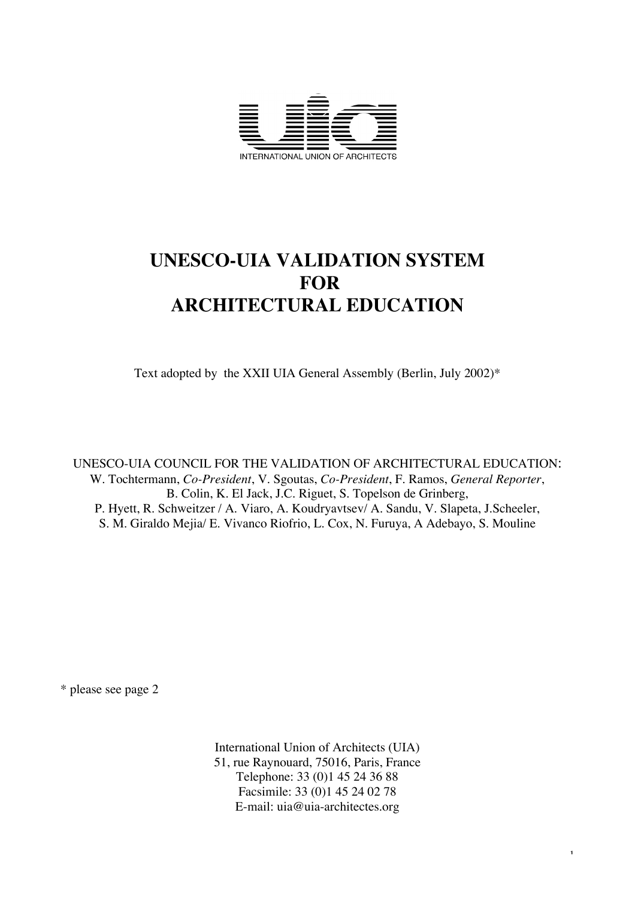INTERNATIONAL UNION OF ARCHITECTS

# UNESCO-UIA VALIDATION SYSTEM FOR ARCHITECTURAL EDUCATION

Text adopted by the XXII UIA General Assembly (Berlin, July 2002)*

UNESCO-UIA COUNCIL FOR THE VALIDATION OF ARCHITECTURAL EDUCATION:
W. Tochtermann, *Co-President*, V. Sgoutas, *Co-President*, F. Ramos, *General Reporter*,
B. Colin, K. El Jack, J.C. Riguet, S. Topelson de Grinberg,
P. Hyett, R. Schweitzer / A. Viaro, A. Koudryavtsev/ A. Sandu, V. Slapeta, J.Scheeler,
S. M. Giraldo Mejia/ E. Vivanco Riofrio, L. Cox, N. Furuya, A Adebayo, S. Mouline

* please see page 2

International Union of Architects (UIA)
51, rue Raynouard, 75016, Paris, France
Telephone: 33 (0)1 45 24 36 88
Facsimile: 33 (0)1 45 24 02 78
E-mail: uia@uia-architectes.org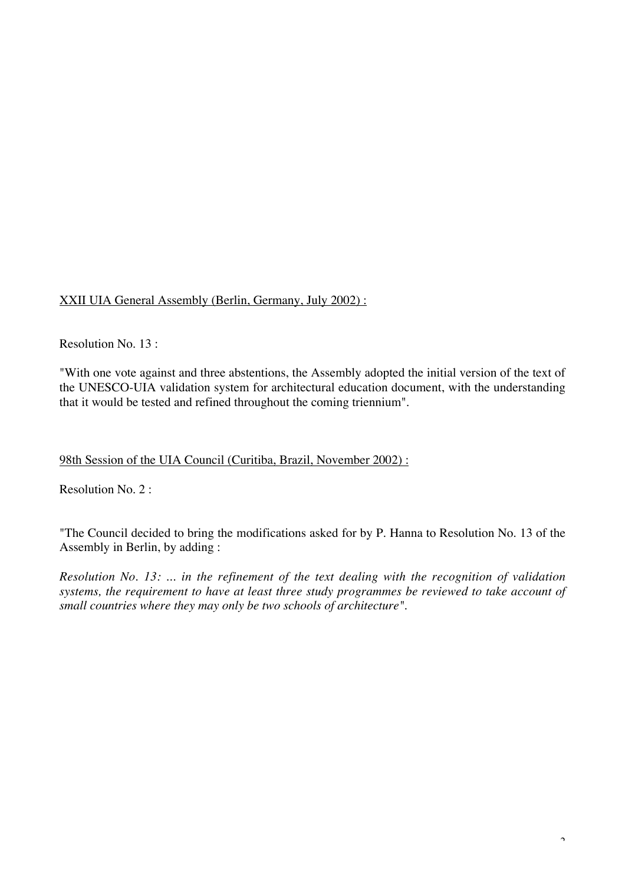<u>XXII UIA General Assembly (Berlin, Germany, July 2002) :</u>

Resolution No. 13 :

"With one vote against and three abstentions, the Assembly adopted the initial version of the text of the UNESCO-UIA validation system for architectural education document, with the understanding that it would be tested and refined throughout the coming triennium".

<u>98th Session of the UIA Council (Curitiba, Brazil, November 2002) :</u>

Resolution No. 2 :

"The Council decided to bring the modifications asked for by P. Hanna to Resolution No. 13 of the Assembly in Berlin, by adding :

*Resolution No. 13: ... in the refinement of the text dealing with the recognition of validation systems, the requirement to have at least three study programmes be reviewed to take account of small countries where they may only be two schools of architecture*".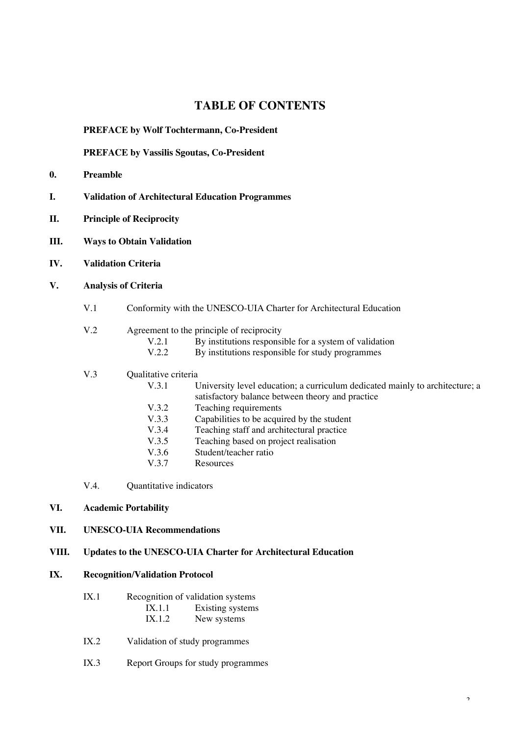# TABLE OF CONTENTS

**PREFACE by Wolf Tochtermann, Co-President**

**PREFACE by Vassilis Sgoutas, Co-President**

**0. Preamble**

**I. Validation of Architectural Education Programmes**

**II. Principle of Reciprocity**

**III. Ways to Obtain Validation**

**IV. Validation Criteria**

**V. Analysis of Criteria**

- V.1 Conformity with the UNESCO-UIA Charter for Architectural Education
- V.2 Agreement to the principle of reciprocity
  - V.2.1 By institutions responsible for a system of validation
  - V.2.2 By institutions responsible for study programmes
- V.3 Qualitative criteria
  - V.3.1 University level education; a curriculum dedicated mainly to architecture; a satisfactory balance between theory and practice
  - V.3.2 Teaching requirements
  - V.3.3 Capabilities to be acquired by the student
  - V.3.4 Teaching staff and architectural practice
  - V.3.5 Teaching based on project realisation
  - V.3.6 Student/teacher ratio
  - V.3.7 Resources
- V.4. Quantitative indicators

**VI. Academic Portability**

**VII. UNESCO-UIA Recommendations**

**VIII. Updates to the UNESCO-UIA Charter for Architectural Education**

**IX. Recognition/Validation Protocol**

- IX.1 Recognition of validation systems
  - IX.1.1 Existing systems
  - IX.1.2 New systems
- IX.2 Validation of study programmes
- IX.3 Report Groups for study programmes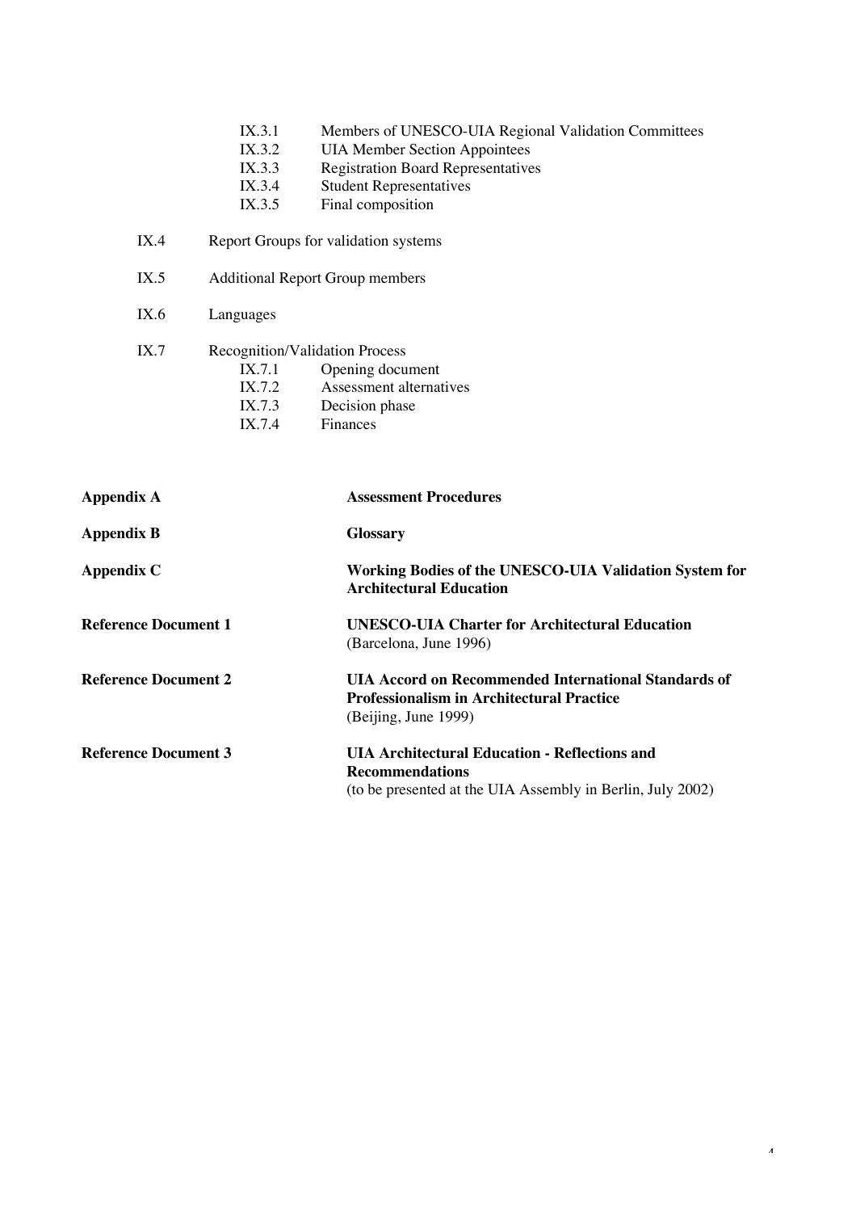- IX.3.1 Members of UNESCO-UIA Regional Validation Committees
- IX.3.2 UIA Member Section Appointees
- IX.3.3 Registration Board Representatives
- IX.3.4 Student Representatives
- IX.3.5 Final composition

IX.4 Report Groups for validation systems

IX.5 Additional Report Group members

IX.6 Languages

IX.7 Recognition/Validation Process

- IX.7.1 Opening document
- IX.7.2 Assessment alternatives
- IX.7.3 Decision phase
- IX.7.4 Finances

**Appendix A** **Assessment Procedures**

**Appendix B** **Glossary**

**Appendix C** **Working Bodies of the UNESCO-UIA Validation System for Architectural Education**

**Reference Document 1** **UNESCO-UIA Charter for Architectural Education**
(Barcelona, June 1996)

**Reference Document 2** **UIA Accord on Recommended International Standards of Professionalism in Architectural Practice**
(Beijing, June 1999)

**Reference Document 3** **UIA Architectural Education - Reflections and Recommendations**
(to be presented at the UIA Assembly in Berlin, July 2002)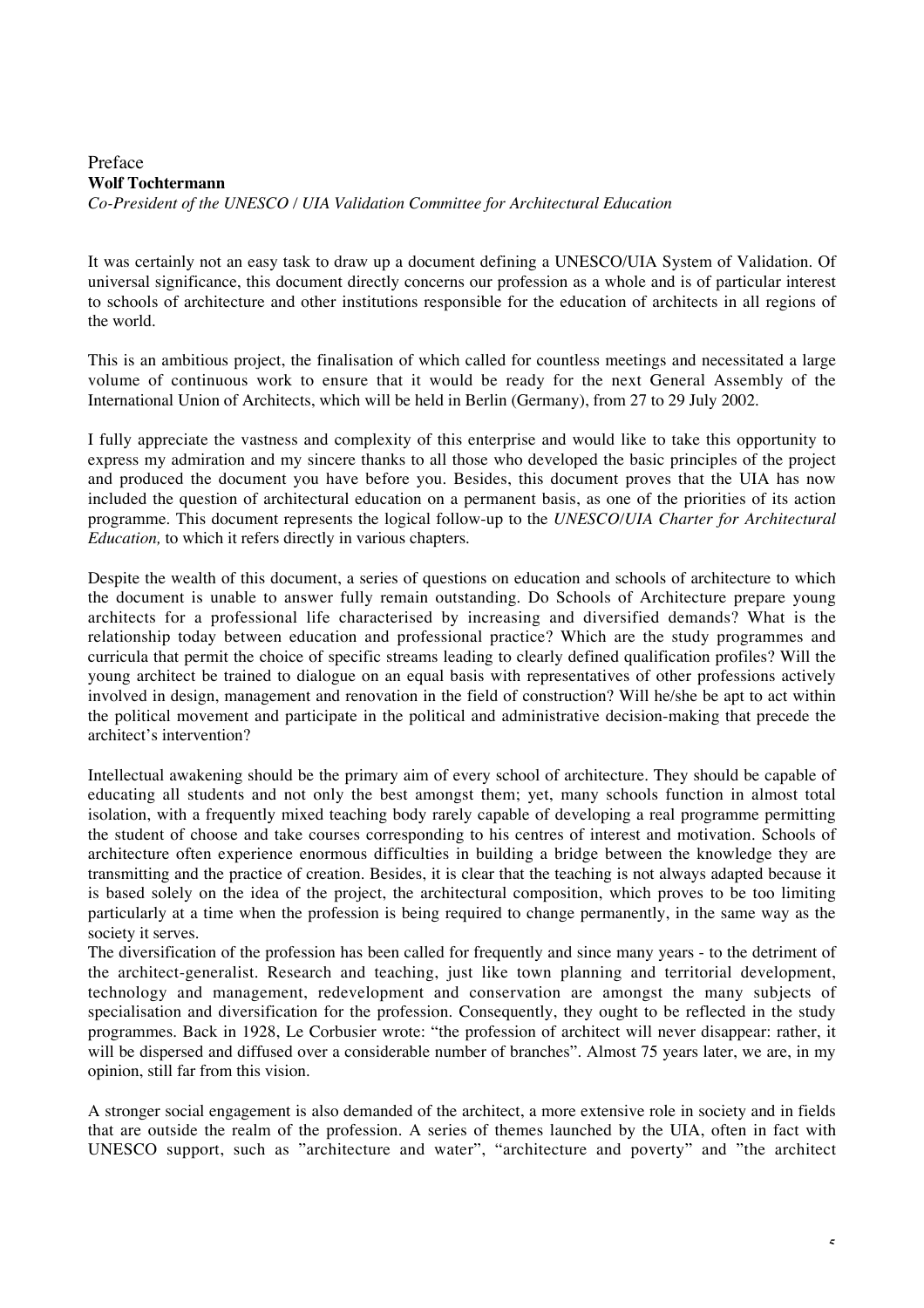# Preface

**Wolf Tochtermann**

*Co-President of the UNESCO / UIA Validation Committee for Architectural Education*

It was certainly not an easy task to draw up a document defining a UNESCO/UIA System of Validation. Of universal significance, this document directly concerns our profession as a whole and is of particular interest to schools of architecture and other institutions responsible for the education of architects in all regions of the world.

This is an ambitious project, the finalisation of which called for countless meetings and necessitated a large volume of continuous work to ensure that it would be ready for the next General Assembly of the International Union of Architects, which will be held in Berlin (Germany), from 27 to 29 July 2002.

I fully appreciate the vastness and complexity of this enterprise and would like to take this opportunity to express my admiration and my sincere thanks to all those who developed the basic principles of the project and produced the document you have before you. Besides, this document proves that the UIA has now included the question of architectural education on a permanent basis, as one of the priorities of its action programme. This document represents the logical follow-up to the *UNESCO/UIA Charter for Architectural Education,* to which it refers directly in various chapters.

Despite the wealth of this document, a series of questions on education and schools of architecture to which the document is unable to answer fully remain outstanding. Do Schools of Architecture prepare young architects for a professional life characterised by increasing and diversified demands? What is the relationship today between education and professional practice? Which are the study programmes and curricula that permit the choice of specific streams leading to clearly defined qualification profiles? Will the young architect be trained to dialogue on an equal basis with representatives of other professions actively involved in design, management and renovation in the field of construction? Will he/she be apt to act within the political movement and participate in the political and administrative decision-making that precede the architect's intervention?

Intellectual awakening should be the primary aim of every school of architecture. They should be capable of educating all students and not only the best amongst them; yet, many schools function in almost total isolation, with a frequently mixed teaching body rarely capable of developing a real programme permitting the student of choose and take courses corresponding to his centres of interest and motivation. Schools of architecture often experience enormous difficulties in building a bridge between the knowledge they are transmitting and the practice of creation. Besides, it is clear that the teaching is not always adapted because it is based solely on the idea of the project, the architectural composition, which proves to be too limiting particularly at a time when the profession is being required to change permanently, in the same way as the society it serves.

The diversification of the profession has been called for frequently and since many years - to the detriment of the architect-generalist. Research and teaching, just like town planning and territorial development, technology and management, redevelopment and conservation are amongst the many subjects of specialisation and diversification for the profession. Consequently, they ought to be reflected in the study programmes. Back in 1928, Le Corbusier wrote: "the profession of architect will never disappear: rather, it will be dispersed and diffused over a considerable number of branches". Almost 75 years later, we are, in my opinion, still far from this vision.

A stronger social engagement is also demanded of the architect, a more extensive role in society and in fields that are outside the realm of the profession. A series of themes launched by the UIA, often in fact with UNESCO support, such as "architecture and water", "architecture and poverty" and "the architect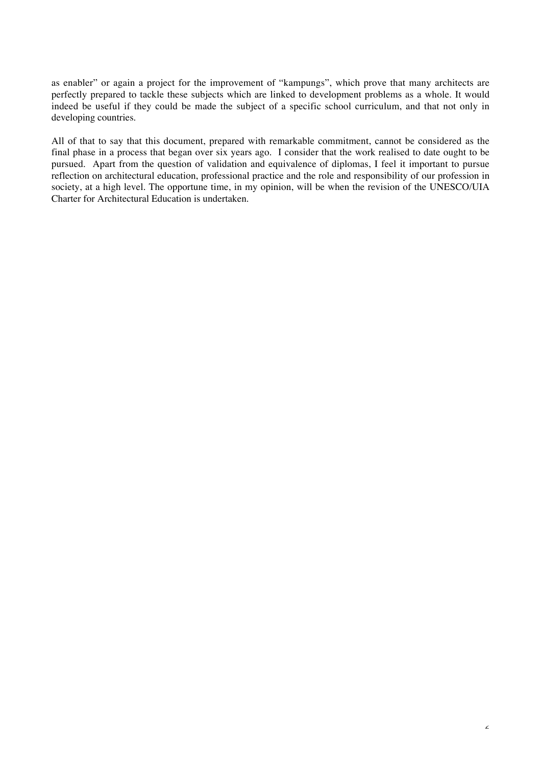as enabler" or again a project for the improvement of "kampungs", which prove that many architects are perfectly prepared to tackle these subjects which are linked to development problems as a whole. It would indeed be useful if they could be made the subject of a specific school curriculum, and that not only in developing countries.

All of that to say that this document, prepared with remarkable commitment, cannot be considered as the final phase in a process that began over six years ago. I consider that the work realised to date ought to be pursued. Apart from the question of validation and equivalence of diplomas, I feel it important to pursue reflection on architectural education, professional practice and the role and responsibility of our profession in society, at a high level. The opportune time, in my opinion, will be when the revision of the UNESCO/UIA Charter for Architectural Education is undertaken.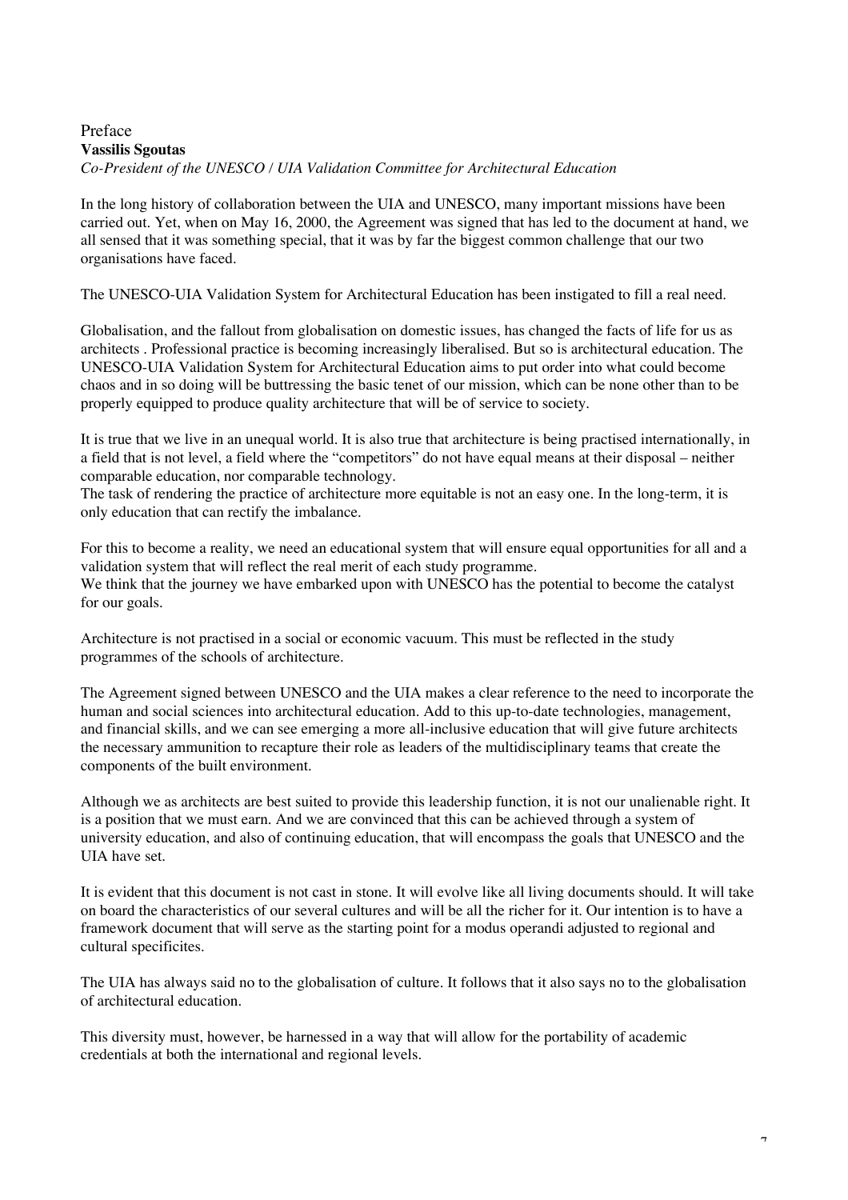# Preface

**Vassilis Sgoutas**

*Co-President of the UNESCO / UIA Validation Committee for Architectural Education*

In the long history of collaboration between the UIA and UNESCO, many important missions have been carried out. Yet, when on May 16, 2000, the Agreement was signed that has led to the document at hand, we all sensed that it was something special, that it was by far the biggest common challenge that our two organisations have faced.

The UNESCO-UIA Validation System for Architectural Education has been instigated to fill a real need.

Globalisation, and the fallout from globalisation on domestic issues, has changed the facts of life for us as architects . Professional practice is becoming increasingly liberalised. But so is architectural education. The UNESCO-UIA Validation System for Architectural Education aims to put order into what could become chaos and in so doing will be buttressing the basic tenet of our mission, which can be none other than to be properly equipped to produce quality architecture that will be of service to society.

It is true that we live in an unequal world. It is also true that architecture is being practised internationally, in a field that is not level, a field where the "competitors" do not have equal means at their disposal – neither comparable education, nor comparable technology.

The task of rendering the practice of architecture more equitable is not an easy one. In the long-term, it is only education that can rectify the imbalance.

For this to become a reality, we need an educational system that will ensure equal opportunities for all and a validation system that will reflect the real merit of each study programme.

We think that the journey we have embarked upon with UNESCO has the potential to become the catalyst for our goals.

Architecture is not practised in a social or economic vacuum. This must be reflected in the study programmes of the schools of architecture.

The Agreement signed between UNESCO and the UIA makes a clear reference to the need to incorporate the human and social sciences into architectural education. Add to this up-to-date technologies, management, and financial skills, and we can see emerging a more all-inclusive education that will give future architects the necessary ammunition to recapture their role as leaders of the multidisciplinary teams that create the components of the built environment.

Although we as architects are best suited to provide this leadership function, it is not our unalienable right. It is a position that we must earn. And we are convinced that this can be achieved through a system of university education, and also of continuing education, that will encompass the goals that UNESCO and the UIA have set.

It is evident that this document is not cast in stone. It will evolve like all living documents should. It will take on board the characteristics of our several cultures and will be all the richer for it. Our intention is to have a framework document that will serve as the starting point for a modus operandi adjusted to regional and cultural specificites.

The UIA has always said no to the globalisation of culture. It follows that it also says no to the globalisation of architectural education.

This diversity must, however, be harnessed in a way that will allow for the portability of academic credentials at both the international and regional levels.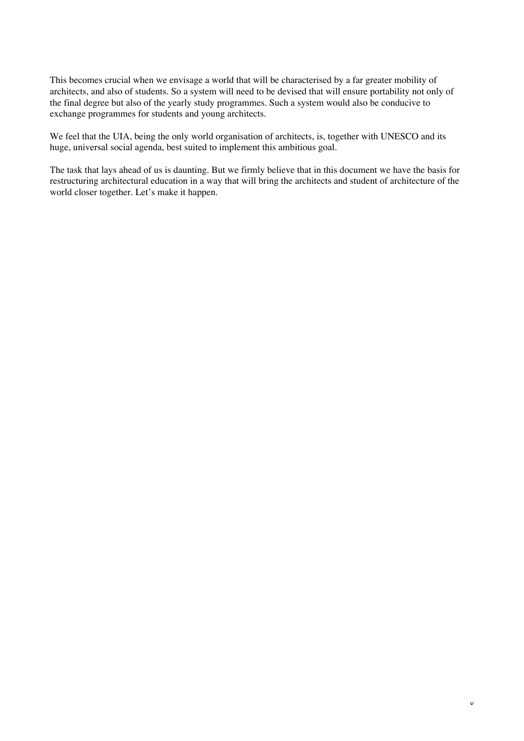This becomes crucial when we envisage a world that will be characterised by a far greater mobility of architects, and also of students. So a system will need to be devised that will ensure portability not only of the final degree but also of the yearly study programmes. Such a system would also be conducive to exchange programmes for students and young architects.

We feel that the UIA, being the only world organisation of architects, is, together with UNESCO and its huge, universal social agenda, best suited to implement this ambitious goal.

The task that lays ahead of us is daunting. But we firmly believe that in this document we have the basis for restructuring architectural education in a way that will bring the architects and student of architecture of the world closer together. Let's make it happen.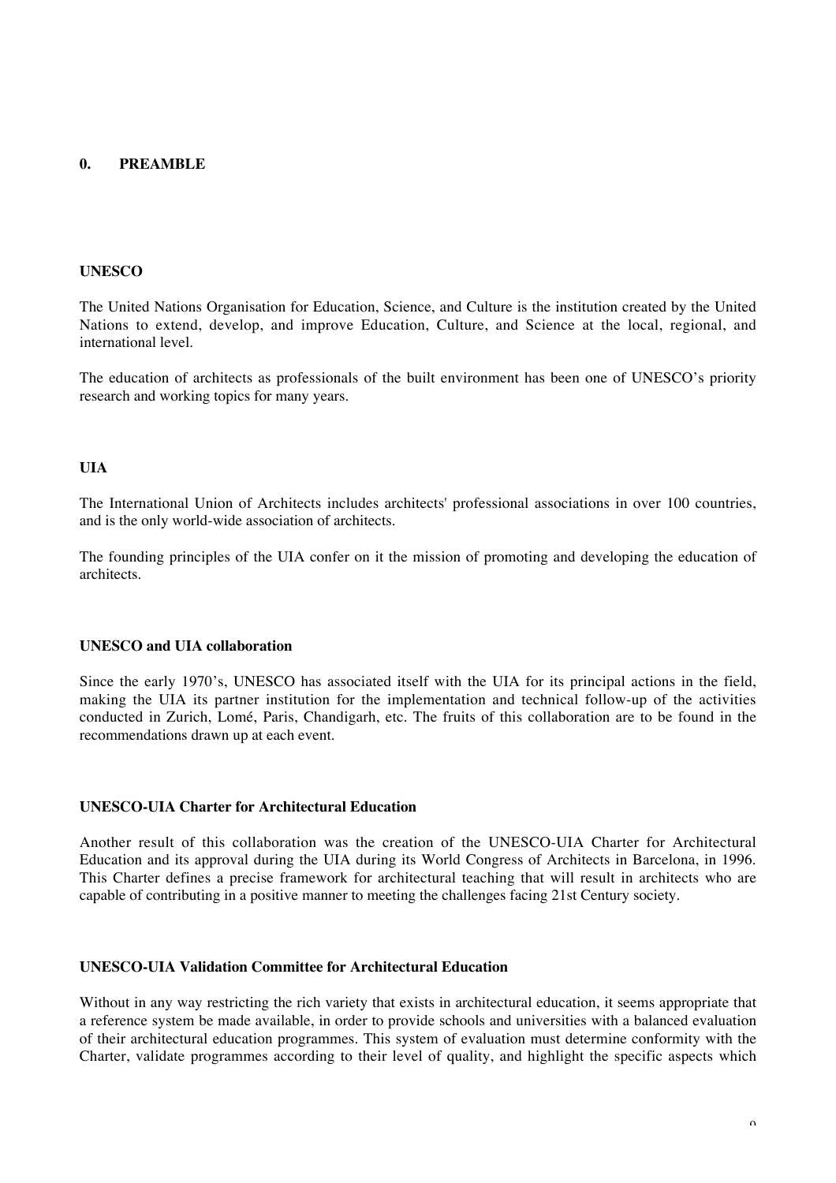## 0. PREAMBLE

### UNESCO

The United Nations Organisation for Education, Science, and Culture is the institution created by the United Nations to extend, develop, and improve Education, Culture, and Science at the local, regional, and international level.

The education of architects as professionals of the built environment has been one of UNESCO's priority research and working topics for many years.

### UIA

The International Union of Architects includes architects' professional associations in over 100 countries, and is the only world-wide association of architects.

The founding principles of the UIA confer on it the mission of promoting and developing the education of architects.

### UNESCO and UIA collaboration

Since the early 1970's, UNESCO has associated itself with the UIA for its principal actions in the field, making the UIA its partner institution for the implementation and technical follow-up of the activities conducted in Zurich, Lomé, Paris, Chandigarh, etc. The fruits of this collaboration are to be found in the recommendations drawn up at each event.

### UNESCO-UIA Charter for Architectural Education

Another result of this collaboration was the creation of the UNESCO-UIA Charter for Architectural Education and its approval during the UIA during its World Congress of Architects in Barcelona, in 1996. This Charter defines a precise framework for architectural teaching that will result in architects who are capable of contributing in a positive manner to meeting the challenges facing 21st Century society.

### UNESCO-UIA Validation Committee for Architectural Education

Without in any way restricting the rich variety that exists in architectural education, it seems appropriate that a reference system be made available, in order to provide schools and universities with a balanced evaluation of their architectural education programmes. This system of evaluation must determine conformity with the Charter, validate programmes according to their level of quality, and highlight the specific aspects which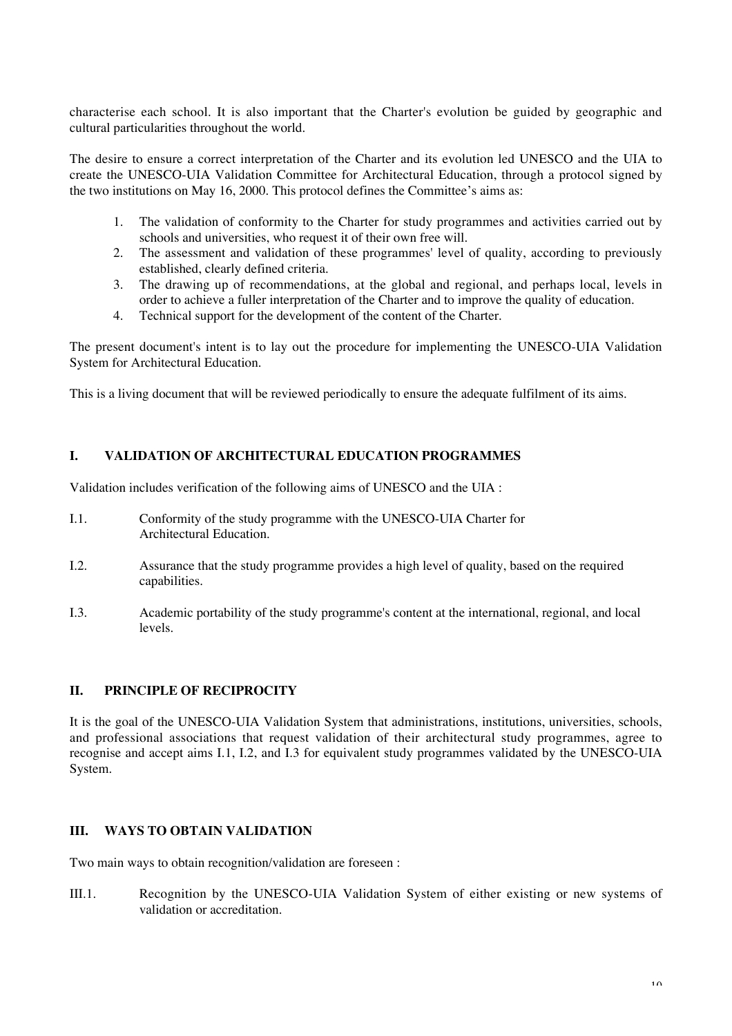characterise each school. It is also important that the Charter's evolution be guided by geographic and cultural particularities throughout the world.

The desire to ensure a correct interpretation of the Charter and its evolution led UNESCO and the UIA to create the UNESCO-UIA Validation Committee for Architectural Education, through a protocol signed by the two institutions on May 16, 2000. This protocol defines the Committee's aims as:

1. The validation of conformity to the Charter for study programmes and activities carried out by schools and universities, who request it of their own free will.
2. The assessment and validation of these programmes' level of quality, according to previously established, clearly defined criteria.
3. The drawing up of recommendations, at the global and regional, and perhaps local, levels in order to achieve a fuller interpretation of the Charter and to improve the quality of education.
4. Technical support for the development of the content of the Charter.

The present document's intent is to lay out the procedure for implementing the UNESCO-UIA Validation System for Architectural Education.

This is a living document that will be reviewed periodically to ensure the adequate fulfilment of its aims.

## I. VALIDATION OF ARCHITECTURAL EDUCATION PROGRAMMES

Validation includes verification of the following aims of UNESCO and the UIA :

I.1. Conformity of the study programme with the UNESCO-UIA Charter for Architectural Education.

I.2. Assurance that the study programme provides a high level of quality, based on the required capabilities.

I.3. Academic portability of the study programme's content at the international, regional, and local levels.

## II. PRINCIPLE OF RECIPROCITY

It is the goal of the UNESCO-UIA Validation System that administrations, institutions, universities, schools, and professional associations that request validation of their architectural study programmes, agree to recognise and accept aims I.1, I.2, and I.3 for equivalent study programmes validated by the UNESCO-UIA System.

## III. WAYS TO OBTAIN VALIDATION

Two main ways to obtain recognition/validation are foreseen :

III.1. Recognition by the UNESCO-UIA Validation System of either existing or new systems of validation or accreditation.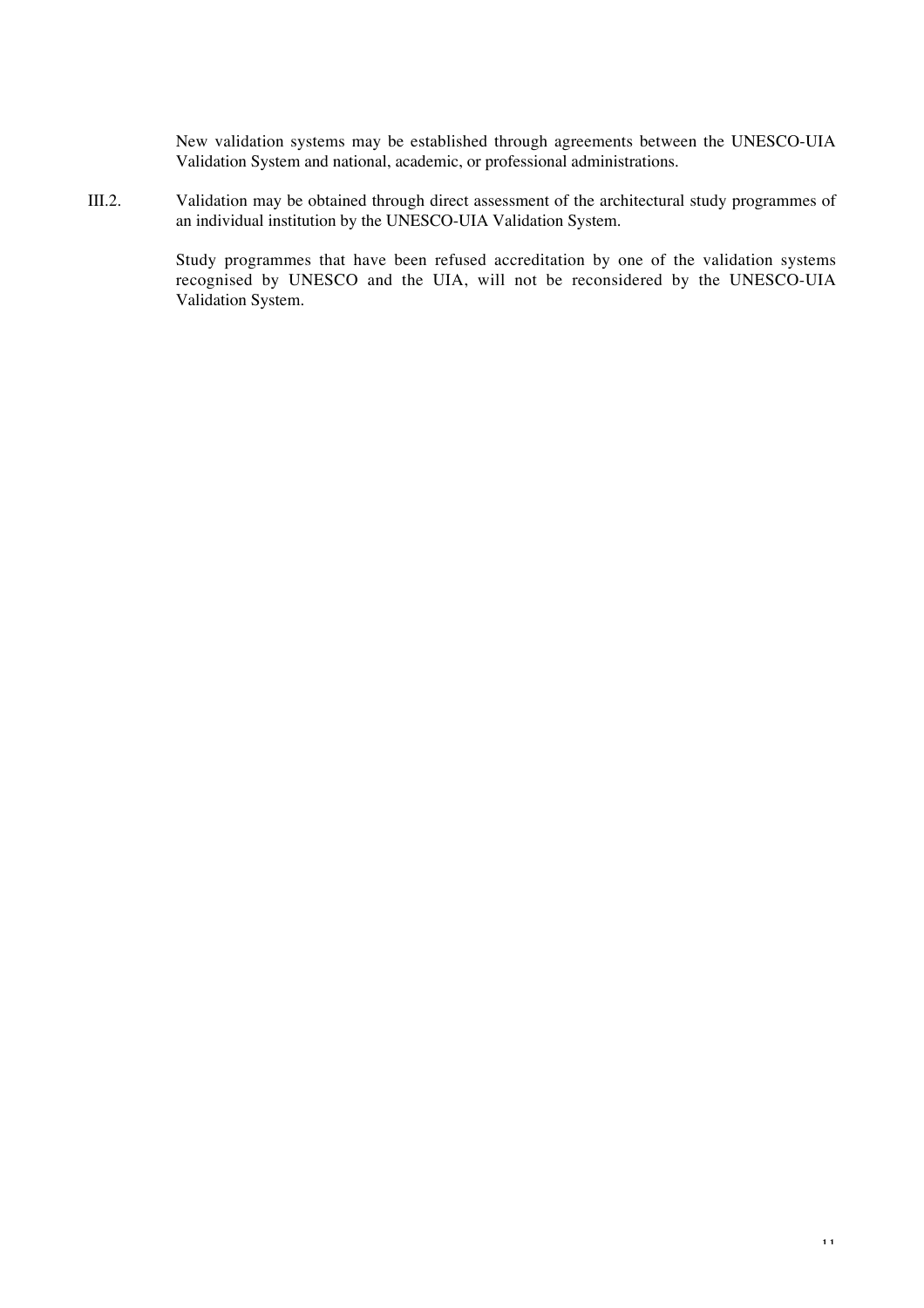New validation systems may be established through agreements between the UNESCO-UIA Validation System and national, academic, or professional administrations.

III.2. Validation may be obtained through direct assessment of the architectural study programmes of an individual institution by the UNESCO-UIA Validation System.

Study programmes that have been refused accreditation by one of the validation systems recognised by UNESCO and the UIA, will not be reconsidered by the UNESCO-UIA Validation System.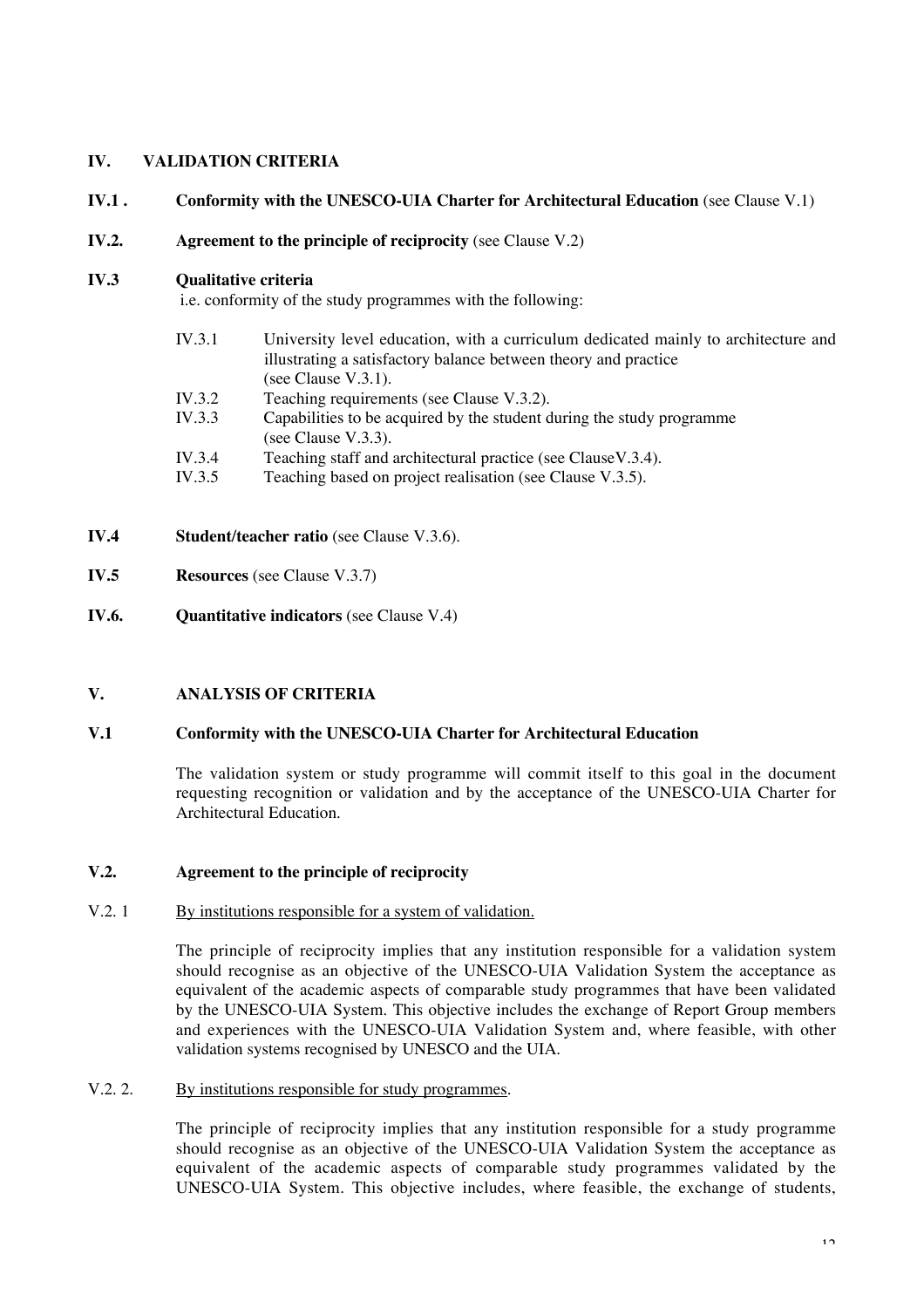## IV. VALIDATION CRITERIA

**IV.1 . Conformity with the UNESCO-UIA Charter for Architectural Education** (see Clause V.1)

**IV.2. Agreement to the principle of reciprocity** (see Clause V.2)

**IV.3 Qualitative criteria**
i.e. conformity of the study programmes with the following:

- IV.3.1 University level education, with a curriculum dedicated mainly to architecture and illustrating a satisfactory balance between theory and practice (see Clause V.3.1).
- IV.3.2 Teaching requirements (see Clause V.3.2).
- IV.3.3 Capabilities to be acquired by the student during the study programme (see Clause V.3.3).
- IV.3.4 Teaching staff and architectural practice (see ClauseV.3.4).
- IV.3.5 Teaching based on project realisation (see Clause V.3.5).

**IV.4 Student/teacher ratio** (see Clause V.3.6).

**IV.5 Resources** (see Clause V.3.7)

**IV.6. Quantitative indicators** (see Clause V.4)

## V. ANALYSIS OF CRITERIA

### V.1 Conformity with the UNESCO-UIA Charter for Architectural Education

The validation system or study programme will commit itself to this goal in the document requesting recognition or validation and by the acceptance of the UNESCO-UIA Charter for Architectural Education.

### V.2. Agreement to the principle of reciprocity

V.2. 1 By institutions responsible for a system of validation.

The principle of reciprocity implies that any institution responsible for a validation system should recognise as an objective of the UNESCO-UIA Validation System the acceptance as equivalent of the academic aspects of comparable study programmes that have been validated by the UNESCO-UIA System. This objective includes the exchange of Report Group members and experiences with the UNESCO-UIA Validation System and, where feasible, with other validation systems recognised by UNESCO and the UIA.

V.2. 2. By institutions responsible for study programmes.

The principle of reciprocity implies that any institution responsible for a study programme should recognise as an objective of the UNESCO-UIA Validation System the acceptance as equivalent of the academic aspects of comparable study programmes validated by the UNESCO-UIA System. This objective includes, where feasible, the exchange of students,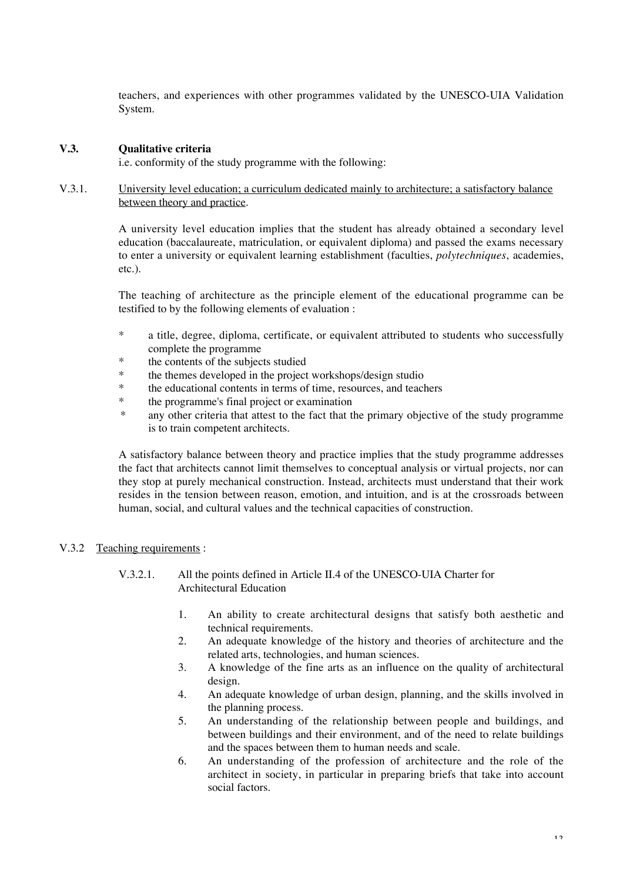teachers, and experiences with other programmes validated by the UNESCO-UIA Validation System.

## V.3. Qualitative criteria

i.e. conformity of the study programme with the following:

### V.3.1. University level education; a curriculum dedicated mainly to architecture; a satisfactory balance between theory and practice.

A university level education implies that the student has already obtained a secondary level education (baccalaureate, matriculation, or equivalent diploma) and passed the exams necessary to enter a university or equivalent learning establishment (faculties, *polytechniques*, academies, etc.).

The teaching of architecture as the principle element of the educational programme can be testified to by the following elements of evaluation :

* a title, degree, diploma, certificate, or equivalent attributed to students who successfully complete the programme
* the contents of the subjects studied
* the themes developed in the project workshops/design studio
* the educational contents in terms of time, resources, and teachers
* the programme's final project or examination
* any other criteria that attest to the fact that the primary objective of the study programme is to train competent architects.

A satisfactory balance between theory and practice implies that the study programme addresses the fact that architects cannot limit themselves to conceptual analysis or virtual projects, nor can they stop at purely mechanical construction. Instead, architects must understand that their work resides in the tension between reason, emotion, and intuition, and is at the crossroads between human, social, and cultural values and the technical capacities of construction.

### V.3.2 Teaching requirements :

#### V.3.2.1. All the points defined in Article II.4 of the UNESCO-UIA Charter for Architectural Education

1. An ability to create architectural designs that satisfy both aesthetic and technical requirements.
2. An adequate knowledge of the history and theories of architecture and the related arts, technologies, and human sciences.
3. A knowledge of the fine arts as an influence on the quality of architectural design.
4. An adequate knowledge of urban design, planning, and the skills involved in the planning process.
5. An understanding of the relationship between people and buildings, and between buildings and their environment, and of the need to relate buildings and the spaces between them to human needs and scale.
6. An understanding of the profession of architecture and the role of the architect in society, in particular in preparing briefs that take into account social factors.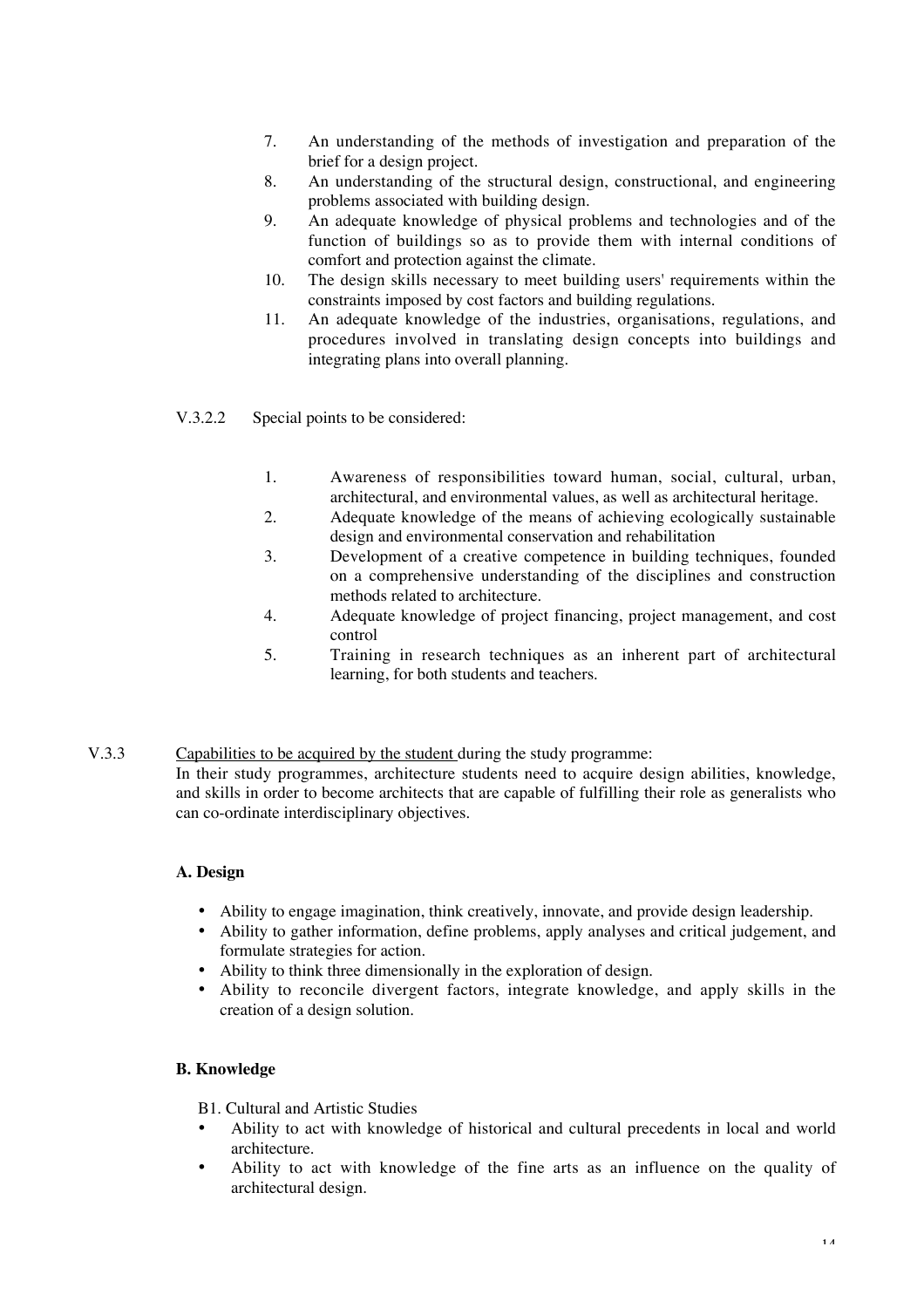7. An understanding of the methods of investigation and preparation of the brief for a design project.
8. An understanding of the structural design, constructional, and engineering problems associated with building design.
9. An adequate knowledge of physical problems and technologies and of the function of buildings so as to provide them with internal conditions of comfort and protection against the climate.
10. The design skills necessary to meet building users' requirements within the constraints imposed by cost factors and building regulations.
11. An adequate knowledge of the industries, organisations, regulations, and procedures involved in translating design concepts into buildings and integrating plans into overall planning.

V.3.2.2 Special points to be considered:

1. Awareness of responsibilities toward human, social, cultural, urban, architectural, and environmental values, as well as architectural heritage.
2. Adequate knowledge of the means of achieving ecologically sustainable design and environmental conservation and rehabilitation
3. Development of a creative competence in building techniques, founded on a comprehensive understanding of the disciplines and construction methods related to architecture.
4. Adequate knowledge of project financing, project management, and cost control
5. Training in research techniques as an inherent part of architectural learning, for both students and teachers.

V.3.3 Capabilities to be acquired by the student during the study programme:
In their study programmes, architecture students need to acquire design abilities, knowledge, and skills in order to become architects that are capable of fulfilling their role as generalists who can co-ordinate interdisciplinary objectives.

**A. Design**

- Ability to engage imagination, think creatively, innovate, and provide design leadership.
- Ability to gather information, define problems, apply analyses and critical judgement, and formulate strategies for action.
- Ability to think three dimensionally in the exploration of design.
- Ability to reconcile divergent factors, integrate knowledge, and apply skills in the creation of a design solution.

**B. Knowledge**

B1. Cultural and Artistic Studies

- Ability to act with knowledge of historical and cultural precedents in local and world architecture.
- Ability to act with knowledge of the fine arts as an influence on the quality of architectural design.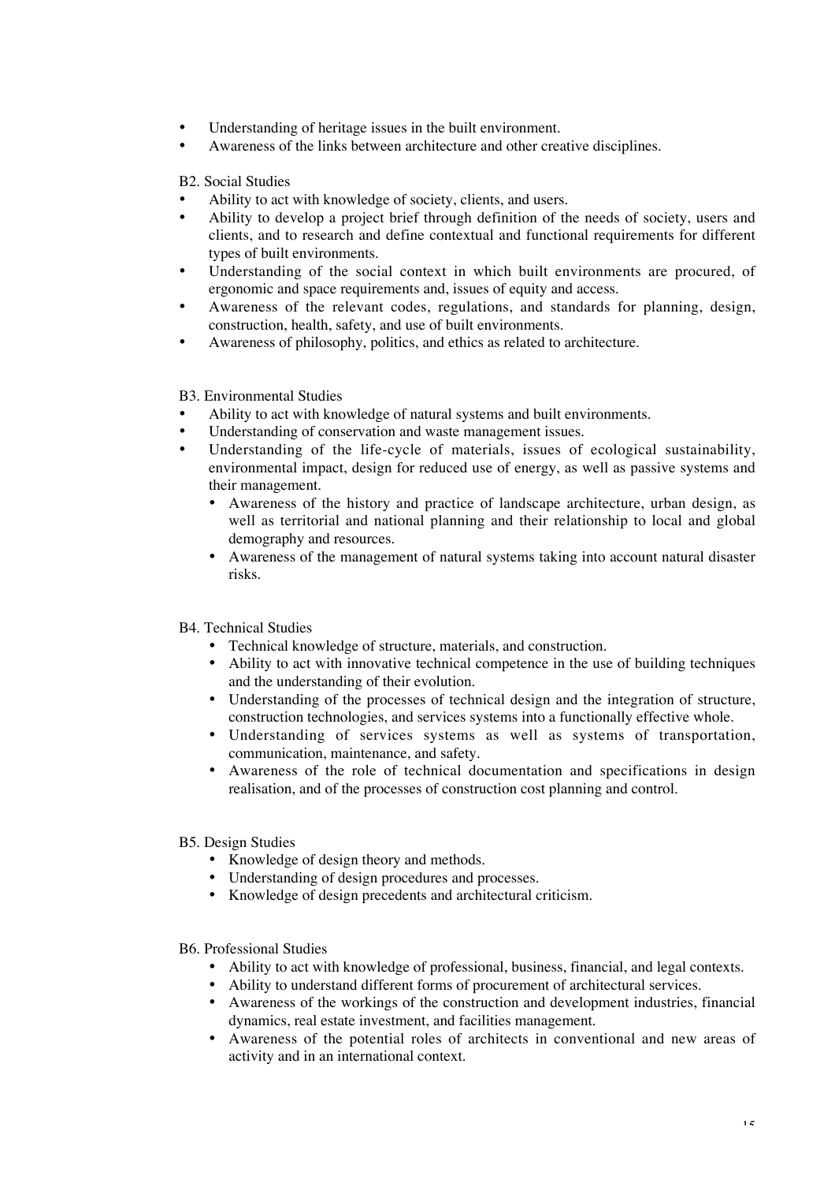- Understanding of heritage issues in the built environment.
- Awareness of the links between architecture and other creative disciplines.

B2. Social Studies

- Ability to act with knowledge of society, clients, and users.
- Ability to develop a project brief through definition of the needs of society, users and clients, and to research and define contextual and functional requirements for different types of built environments.
- Understanding of the social context in which built environments are procured, of ergonomic and space requirements and, issues of equity and access.
- Awareness of the relevant codes, regulations, and standards for planning, design, construction, health, safety, and use of built environments.
- Awareness of philosophy, politics, and ethics as related to architecture.

B3. Environmental Studies

- Ability to act with knowledge of natural systems and built environments.
- Understanding of conservation and waste management issues.
- Understanding of the life-cycle of materials, issues of ecological sustainability, environmental impact, design for reduced use of energy, as well as passive systems and their management.
- Awareness of the history and practice of landscape architecture, urban design, as well as territorial and national planning and their relationship to local and global demography and resources.
- Awareness of the management of natural systems taking into account natural disaster risks.

B4. Technical Studies

- Technical knowledge of structure, materials, and construction.
- Ability to act with innovative technical competence in the use of building techniques and the understanding of their evolution.
- Understanding of the processes of technical design and the integration of structure, construction technologies, and services systems into a functionally effective whole.
- Understanding of services systems as well as systems of transportation, communication, maintenance, and safety.
- Awareness of the role of technical documentation and specifications in design realisation, and of the processes of construction cost planning and control.

B5. Design Studies

- Knowledge of design theory and methods.
- Understanding of design procedures and processes.
- Knowledge of design precedents and architectural criticism.

B6. Professional Studies

- Ability to act with knowledge of professional, business, financial, and legal contexts.
- Ability to understand different forms of procurement of architectural services.
- Awareness of the workings of the construction and development industries, financial dynamics, real estate investment, and facilities management.
- Awareness of the potential roles of architects in conventional and new areas of activity and in an international context.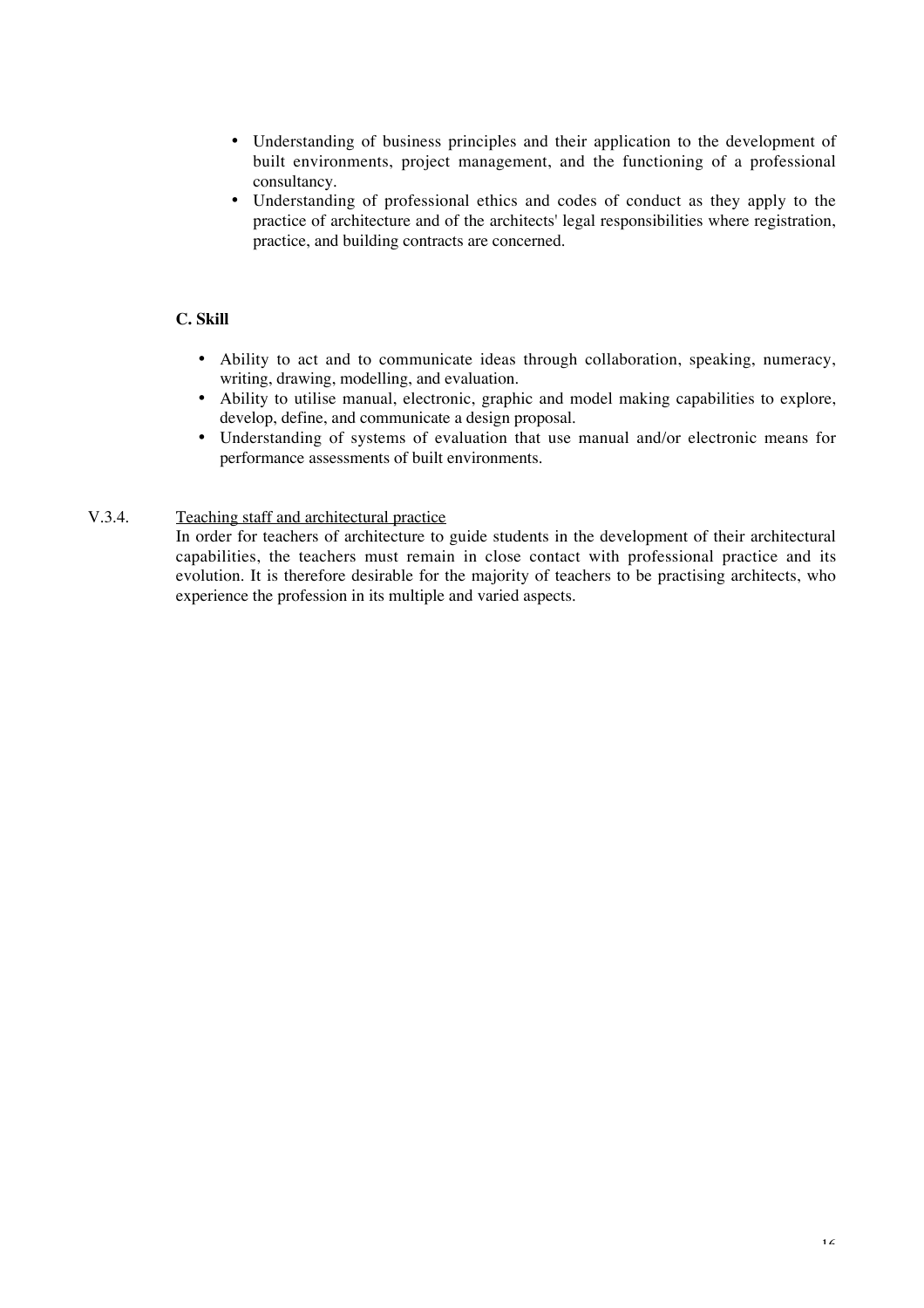- Understanding of business principles and their application to the development of built environments, project management, and the functioning of a professional consultancy.
- Understanding of professional ethics and codes of conduct as they apply to the practice of architecture and of the architects' legal responsibilities where registration, practice, and building contracts are concerned.

**C. Skill**

- Ability to act and to communicate ideas through collaboration, speaking, numeracy, writing, drawing, modelling, and evaluation.
- Ability to utilise manual, electronic, graphic and model making capabilities to explore, develop, define, and communicate a design proposal.
- Understanding of systems of evaluation that use manual and/or electronic means for performance assessments of built environments.

V.3.4. Teaching staff and architectural practice

In order for teachers of architecture to guide students in the development of their architectural capabilities, the teachers must remain in close contact with professional practice and its evolution. It is therefore desirable for the majority of teachers to be practising architects, who experience the profession in its multiple and varied aspects.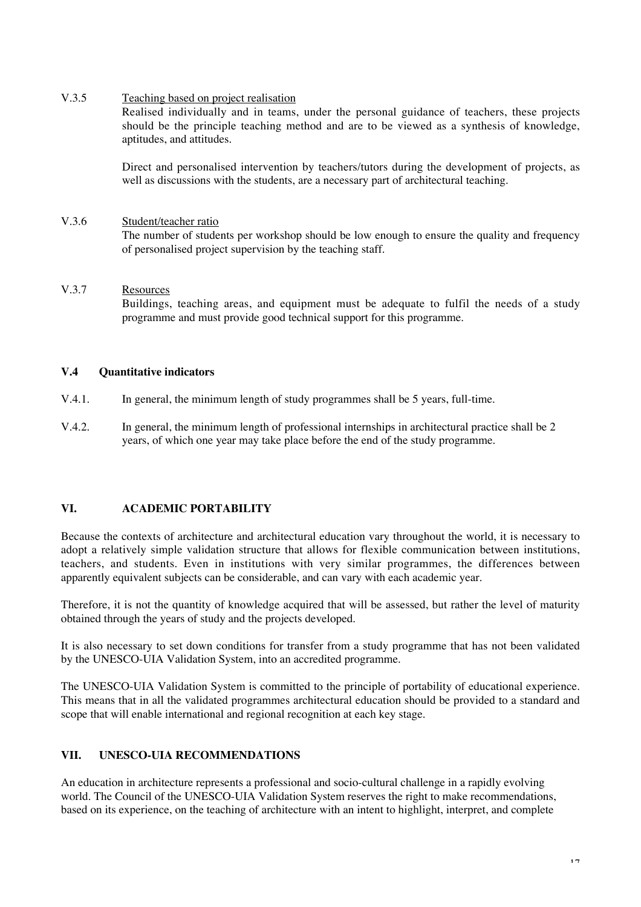V.3.5 Teaching based on project realisation

Realised individually and in teams, under the personal guidance of teachers, these projects should be the principle teaching method and are to be viewed as a synthesis of knowledge, aptitudes, and attitudes.

Direct and personalised intervention by teachers/tutors during the development of projects, as well as discussions with the students, are a necessary part of architectural teaching.

V.3.6 Student/teacher ratio

The number of students per workshop should be low enough to ensure the quality and frequency of personalised project supervision by the teaching staff.

V.3.7 Resources

Buildings, teaching areas, and equipment must be adequate to fulfil the needs of a study programme and must provide good technical support for this programme.

### V.4 Quantitative indicators

V.4.1. In general, the minimum length of study programmes shall be 5 years, full-time.

V.4.2. In general, the minimum length of professional internships in architectural practice shall be 2 years, of which one year may take place before the end of the study programme.

## VI. ACADEMIC PORTABILITY

Because the contexts of architecture and architectural education vary throughout the world, it is necessary to adopt a relatively simple validation structure that allows for flexible communication between institutions, teachers, and students. Even in institutions with very similar programmes, the differences between apparently equivalent subjects can be considerable, and can vary with each academic year.

Therefore, it is not the quantity of knowledge acquired that will be assessed, but rather the level of maturity obtained through the years of study and the projects developed.

It is also necessary to set down conditions for transfer from a study programme that has not been validated by the UNESCO-UIA Validation System, into an accredited programme.

The UNESCO-UIA Validation System is committed to the principle of portability of educational experience. This means that in all the validated programmes architectural education should be provided to a standard and scope that will enable international and regional recognition at each key stage.

## VII. UNESCO-UIA RECOMMENDATIONS

An education in architecture represents a professional and socio-cultural challenge in a rapidly evolving world. The Council of the UNESCO-UIA Validation System reserves the right to make recommendations, based on its experience, on the teaching of architecture with an intent to highlight, interpret, and complete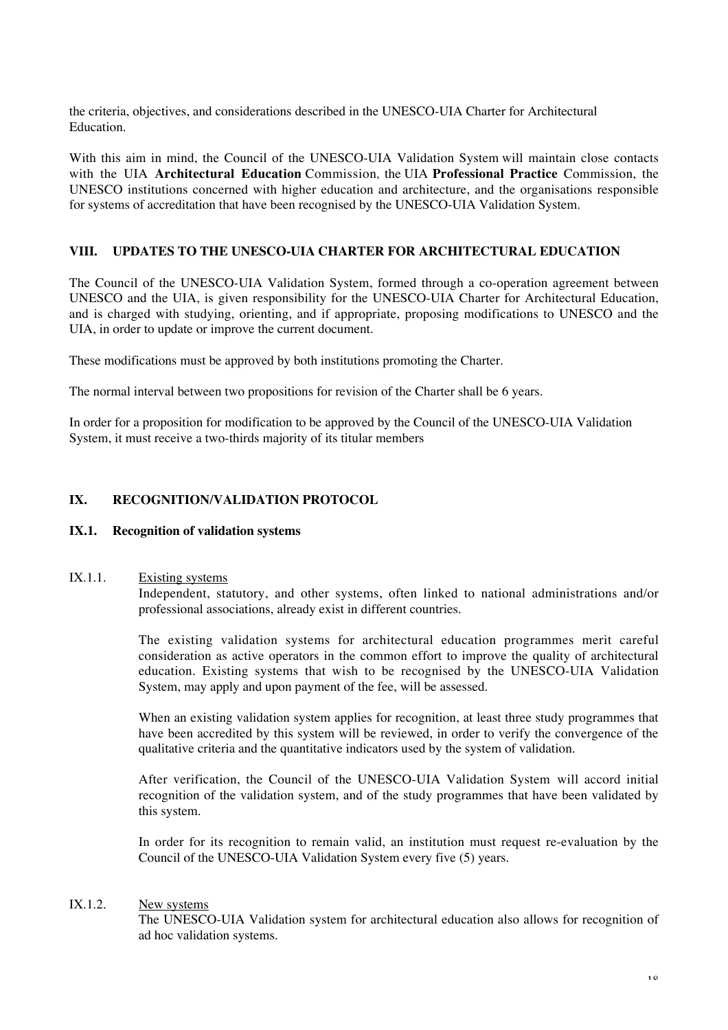the criteria, objectives, and considerations described in the UNESCO-UIA Charter for Architectural Education.

With this aim in mind, the Council of the UNESCO-UIA Validation System will maintain close contacts with the UIA **Architectural Education** Commission, the UIA **Professional Practice** Commission, the UNESCO institutions concerned with higher education and architecture, and the organisations responsible for systems of accreditation that have been recognised by the UNESCO-UIA Validation System.

## VIII. UPDATES TO THE UNESCO-UIA CHARTER FOR ARCHITECTURAL EDUCATION

The Council of the UNESCO-UIA Validation System, formed through a co-operation agreement between UNESCO and the UIA, is given responsibility for the UNESCO-UIA Charter for Architectural Education, and is charged with studying, orienting, and if appropriate, proposing modifications to UNESCO and the UIA, in order to update or improve the current document.

These modifications must be approved by both institutions promoting the Charter.

The normal interval between two propositions for revision of the Charter shall be 6 years.

In order for a proposition for modification to be approved by the Council of the UNESCO-UIA Validation System, it must receive a two-thirds majority of its titular members

## IX. RECOGNITION/VALIDATION PROTOCOL

### IX.1. Recognition of validation systems

IX.1.1. Existing systems

Independent, statutory, and other systems, often linked to national administrations and/or professional associations, already exist in different countries.

The existing validation systems for architectural education programmes merit careful consideration as active operators in the common effort to improve the quality of architectural education. Existing systems that wish to be recognised by the UNESCO-UIA Validation System, may apply and upon payment of the fee, will be assessed.

When an existing validation system applies for recognition, at least three study programmes that have been accredited by this system will be reviewed, in order to verify the convergence of the qualitative criteria and the quantitative indicators used by the system of validation.

After verification, the Council of the UNESCO-UIA Validation System will accord initial recognition of the validation system, and of the study programmes that have been validated by this system.

In order for its recognition to remain valid, an institution must request re-evaluation by the Council of the UNESCO-UIA Validation System every five (5) years.

IX.1.2. New systems

The UNESCO-UIA Validation system for architectural education also allows for recognition of ad hoc validation systems.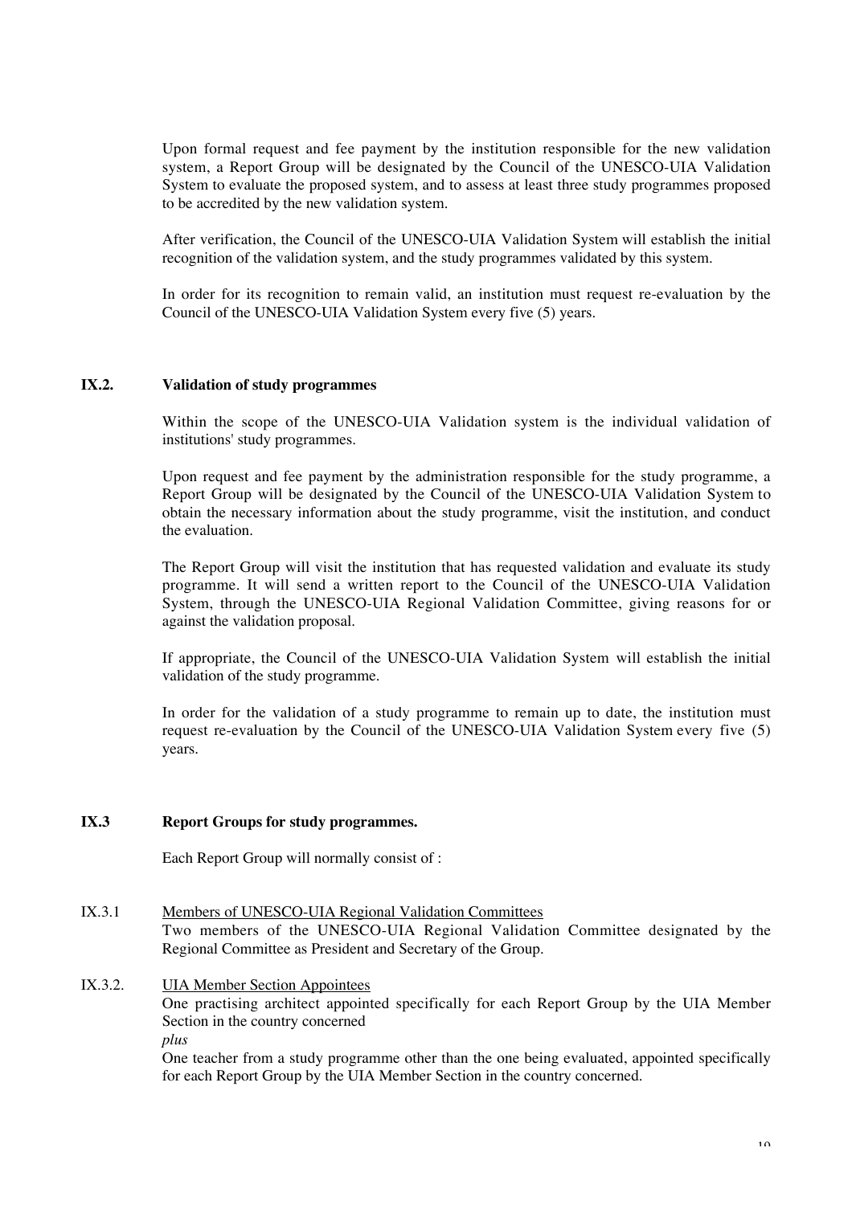Upon formal request and fee payment by the institution responsible for the new validation system, a Report Group will be designated by the Council of the UNESCO-UIA Validation System to evaluate the proposed system, and to assess at least three study programmes proposed to be accredited by the new validation system.

After verification, the Council of the UNESCO-UIA Validation System will establish the initial recognition of the validation system, and the study programmes validated by this system.

In order for its recognition to remain valid, an institution must request re-evaluation by the Council of the UNESCO-UIA Validation System every five (5) years.

## IX.2. Validation of study programmes

Within the scope of the UNESCO-UIA Validation system is the individual validation of institutions' study programmes.

Upon request and fee payment by the administration responsible for the study programme, a Report Group will be designated by the Council of the UNESCO-UIA Validation System to obtain the necessary information about the study programme, visit the institution, and conduct the evaluation.

The Report Group will visit the institution that has requested validation and evaluate its study programme. It will send a written report to the Council of the UNESCO-UIA Validation System, through the UNESCO-UIA Regional Validation Committee, giving reasons for or against the validation proposal.

If appropriate, the Council of the UNESCO-UIA Validation System will establish the initial validation of the study programme.

In order for the validation of a study programme to remain up to date, the institution must request re-evaluation by the Council of the UNESCO-UIA Validation System every five (5) years.

## IX.3 Report Groups for study programmes.

Each Report Group will normally consist of :

IX.3.1 Members of UNESCO-UIA Regional Validation Committees

Two members of the UNESCO-UIA Regional Validation Committee designated by the Regional Committee as President and Secretary of the Group.

IX.3.2. UIA Member Section Appointees

One practising architect appointed specifically for each Report Group by the UIA Member Section in the country concerned

*plus*

One teacher from a study programme other than the one being evaluated, appointed specifically for each Report Group by the UIA Member Section in the country concerned.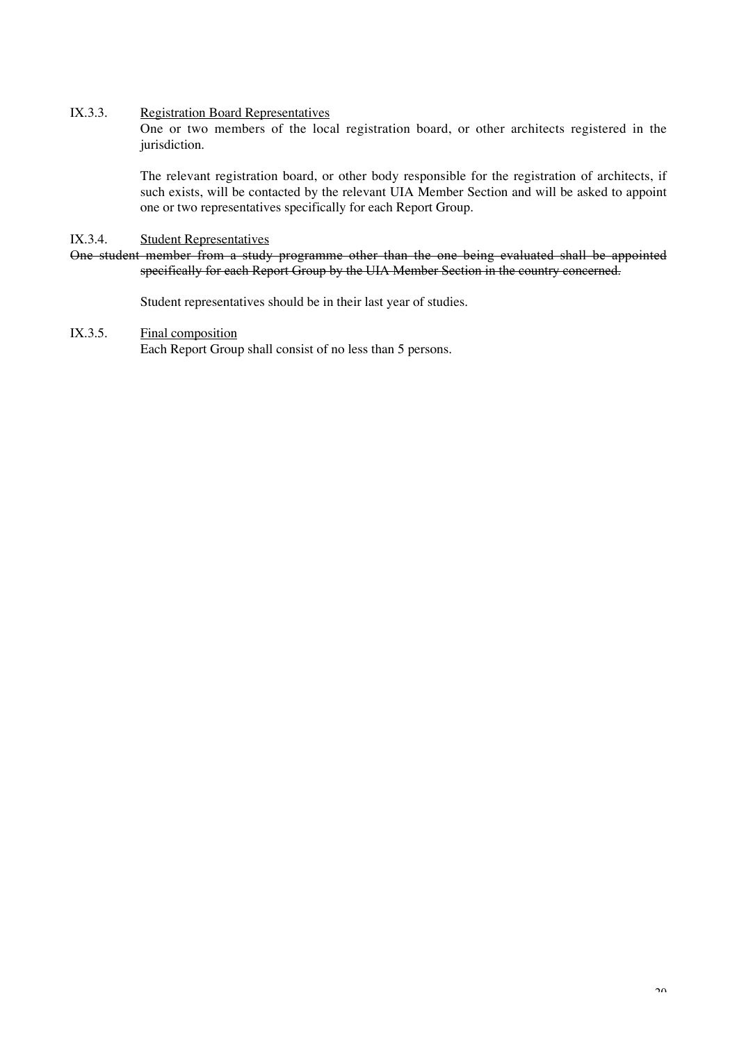IX.3.3. Registration Board Representatives

One or two members of the local registration board, or other architects registered in the jurisdiction.

The relevant registration board, or other body responsible for the registration of architects, if such exists, will be contacted by the relevant UIA Member Section and will be asked to appoint one or two representatives specifically for each Report Group.

IX.3.4. Student Representatives

~~One student member from a study programme other than the one being evaluated shall be appointed specifically for each Report Group by the UIA Member Section in the country concerned.~~

Student representatives should be in their last year of studies.

IX.3.5. Final composition

Each Report Group shall consist of no less than 5 persons.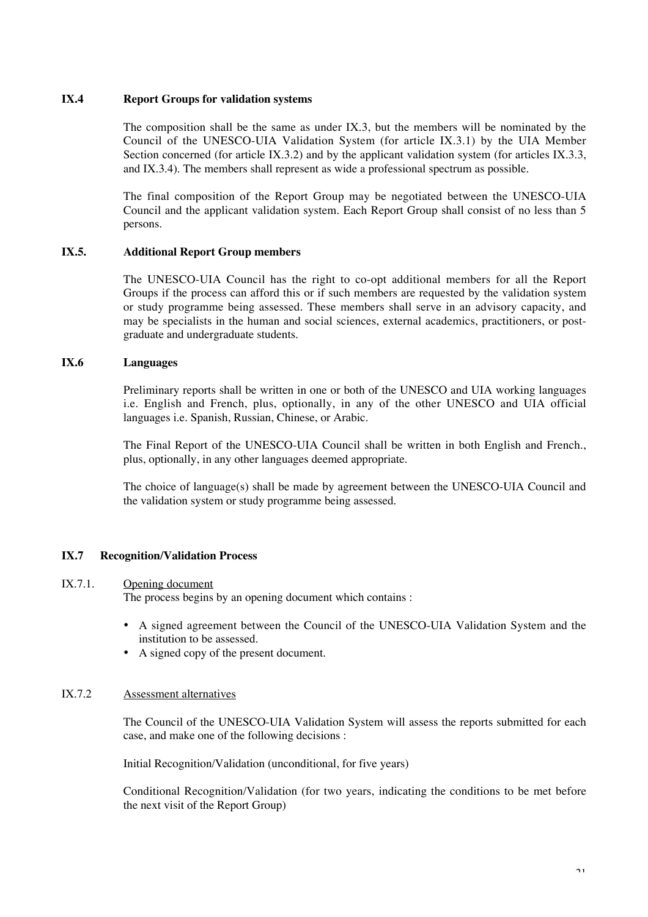### IX.4 Report Groups for validation systems

The composition shall be the same as under IX.3, but the members will be nominated by the Council of the UNESCO-UIA Validation System (for article IX.3.1) by the UIA Member Section concerned (for article IX.3.2) and by the applicant validation system (for articles IX.3.3, and IX.3.4). The members shall represent as wide a professional spectrum as possible.

The final composition of the Report Group may be negotiated between the UNESCO-UIA Council and the applicant validation system. Each Report Group shall consist of no less than 5 persons.

### IX.5. Additional Report Group members

The UNESCO-UIA Council has the right to co-opt additional members for all the Report Groups if the process can afford this or if such members are requested by the validation system or study programme being assessed. These members shall serve in an advisory capacity, and may be specialists in the human and social sciences, external academics, practitioners, or post-graduate and undergraduate students.

### IX.6 Languages

Preliminary reports shall be written in one or both of the UNESCO and UIA working languages i.e. English and French, plus, optionally, in any of the other UNESCO and UIA official languages i.e. Spanish, Russian, Chinese, or Arabic.

The Final Report of the UNESCO-UIA Council shall be written in both English and French., plus, optionally, in any other languages deemed appropriate.

The choice of language(s) shall be made by agreement between the UNESCO-UIA Council and the validation system or study programme being assessed.

### IX.7 Recognition/Validation Process

IX.7.1. Opening document

The process begins by an opening document which contains :

- A signed agreement between the Council of the UNESCO-UIA Validation System and the institution to be assessed.
- A signed copy of the present document.

IX.7.2 Assessment alternatives

The Council of the UNESCO-UIA Validation System will assess the reports submitted for each case, and make one of the following decisions :

Initial Recognition/Validation (unconditional, for five years)

Conditional Recognition/Validation (for two years, indicating the conditions to be met before the next visit of the Report Group)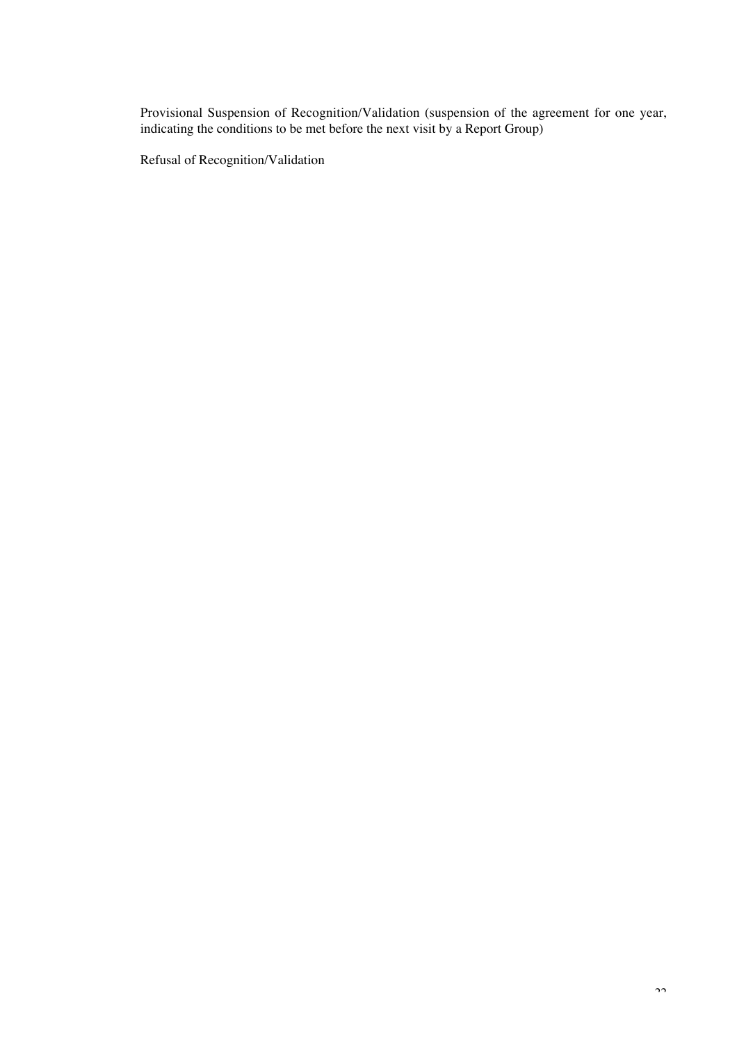Provisional Suspension of Recognition/Validation (suspension of the agreement for one year, indicating the conditions to be met before the next visit by a Report Group)

Refusal of Recognition/Validation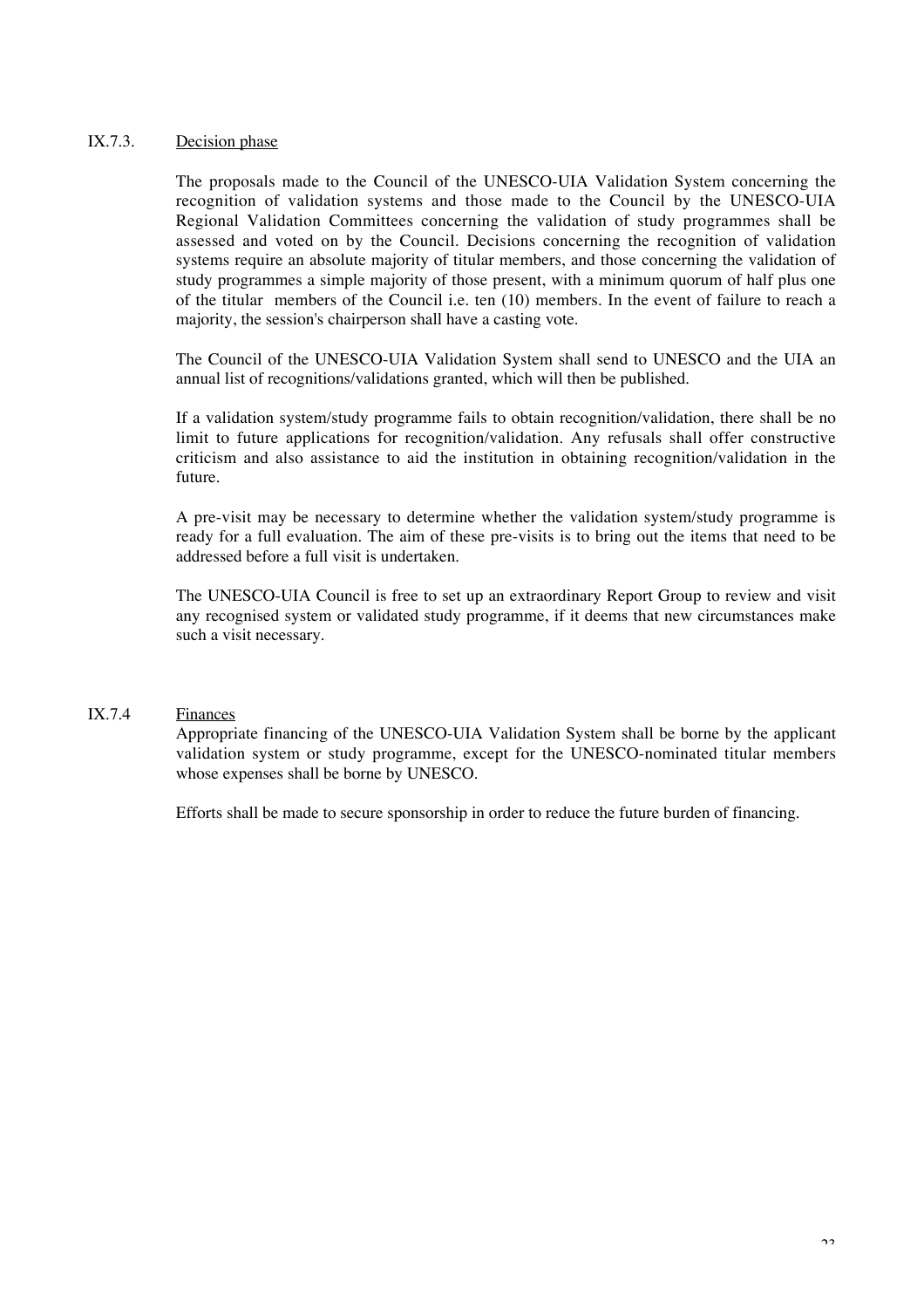### IX.7.3. <u>Decision phase</u>

The proposals made to the Council of the UNESCO-UIA Validation System concerning the recognition of validation systems and those made to the Council by the UNESCO-UIA Regional Validation Committees concerning the validation of study programmes shall be assessed and voted on by the Council. Decisions concerning the recognition of validation systems require an absolute majority of titular members, and those concerning the validation of study programmes a simple majority of those present, with a minimum quorum of half plus one of the titular members of the Council i.e. ten (10) members. In the event of failure to reach a majority, the session's chairperson shall have a casting vote.

The Council of the UNESCO-UIA Validation System shall send to UNESCO and the UIA an annual list of recognitions/validations granted, which will then be published.

If a validation system/study programme fails to obtain recognition/validation, there shall be no limit to future applications for recognition/validation. Any refusals shall offer constructive criticism and also assistance to aid the institution in obtaining recognition/validation in the future.

A pre-visit may be necessary to determine whether the validation system/study programme is ready for a full evaluation. The aim of these pre-visits is to bring out the items that need to be addressed before a full visit is undertaken.

The UNESCO-UIA Council is free to set up an extraordinary Report Group to review and visit any recognised system or validated study programme, if it deems that new circumstances make such a visit necessary.

### IX.7.4 <u>Finances</u>

Appropriate financing of the UNESCO-UIA Validation System shall be borne by the applicant validation system or study programme, except for the UNESCO-nominated titular members whose expenses shall be borne by UNESCO.

Efforts shall be made to secure sponsorship in order to reduce the future burden of financing.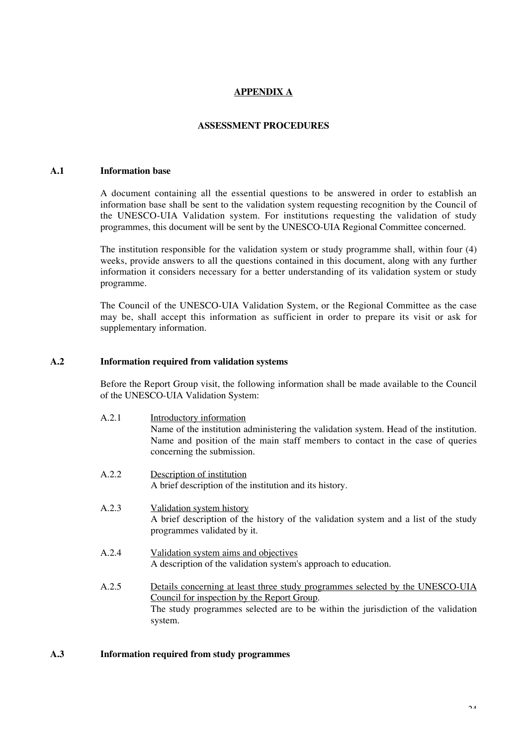# APPENDIX A

## ASSESSMENT PROCEDURES

### A.1 Information base

A document containing all the essential questions to be answered in order to establish an information base shall be sent to the validation system requesting recognition by the Council of the UNESCO-UIA Validation system. For institutions requesting the validation of study programmes, this document will be sent by the UNESCO-UIA Regional Committee concerned.

The institution responsible for the validation system or study programme shall, within four (4) weeks, provide answers to all the questions contained in this document, along with any further information it considers necessary for a better understanding of its validation system or study programme.

The Council of the UNESCO-UIA Validation System, or the Regional Committee as the case may be, shall accept this information as sufficient in order to prepare its visit or ask for supplementary information.

### A.2 Information required from validation systems

Before the Report Group visit, the following information shall be made available to the Council of the UNESCO-UIA Validation System:

A.2.1 Introductory information
Name of the institution administering the validation system. Head of the institution. Name and position of the main staff members to contact in the case of queries concerning the submission.

A.2.2 Description of institution
A brief description of the institution and its history.

A.2.3 Validation system history
A brief description of the history of the validation system and a list of the study programmes validated by it.

A.2.4 Validation system aims and objectives
A description of the validation system's approach to education.

A.2.5 Details concerning at least three study programmes selected by the UNESCO-UIA Council for inspection by the Report Group.
The study programmes selected are to be within the jurisdiction of the validation system.

### A.3 Information required from study programmes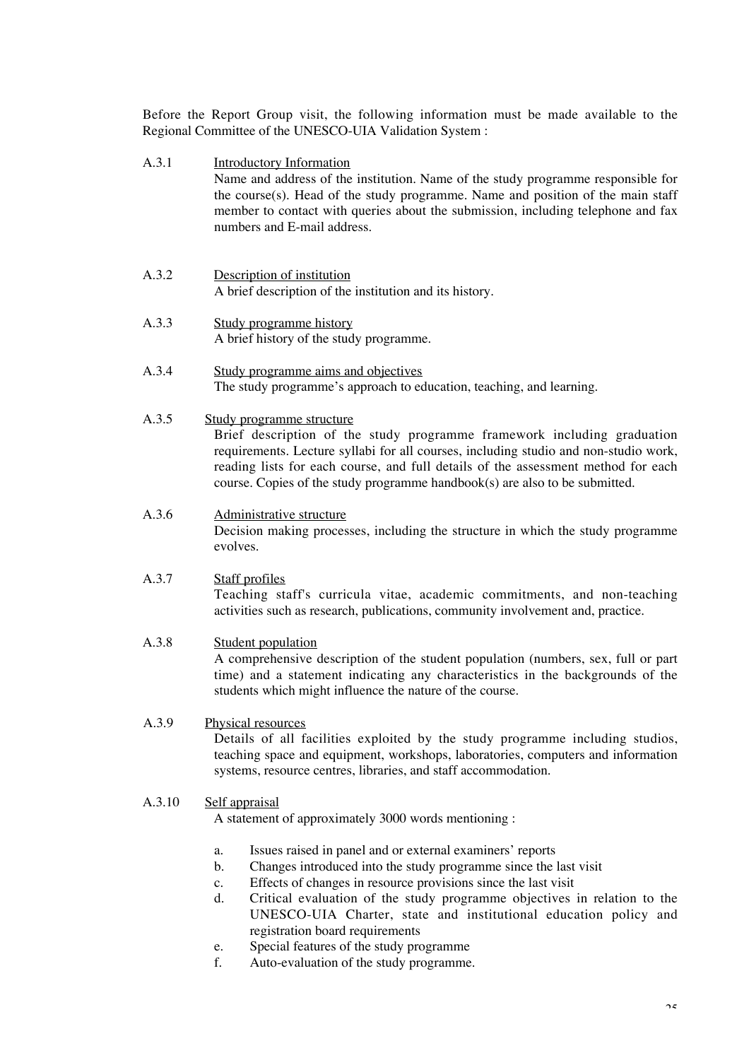Before the Report Group visit, the following information must be made available to the Regional Committee of the UNESCO-UIA Validation System :

A.3.1 Introductory Information
Name and address of the institution. Name of the study programme responsible for the course(s). Head of the study programme. Name and position of the main staff member to contact with queries about the submission, including telephone and fax numbers and E-mail address.

A.3.2 Description of institution
A brief description of the institution and its history.

A.3.3 Study programme history
A brief history of the study programme.

A.3.4 Study programme aims and objectives
The study programme's approach to education, teaching, and learning.

A.3.5 Study programme structure
Brief description of the study programme framework including graduation requirements. Lecture syllabi for all courses, including studio and non-studio work, reading lists for each course, and full details of the assessment method for each course. Copies of the study programme handbook(s) are also to be submitted.

A.3.6 Administrative structure
Decision making processes, including the structure in which the study programme evolves.

A.3.7 Staff profiles
Teaching staff's curricula vitae, academic commitments, and non-teaching activities such as research, publications, community involvement and, practice.

A.3.8 Student population
A comprehensive description of the student population (numbers, sex, full or part time) and a statement indicating any characteristics in the backgrounds of the students which might influence the nature of the course.

A.3.9 Physical resources
Details of all facilities exploited by the study programme including studios, teaching space and equipment, workshops, laboratories, computers and information systems, resource centres, libraries, and staff accommodation.

A.3.10 Self appraisal
A statement of approximately 3000 words mentioning :

a. Issues raised in panel and or external examiners' reports
b. Changes introduced into the study programme since the last visit
c. Effects of changes in resource provisions since the last visit
d. Critical evaluation of the study programme objectives in relation to the UNESCO-UIA Charter, state and institutional education policy and registration board requirements
e. Special features of the study programme
f. Auto-evaluation of the study programme.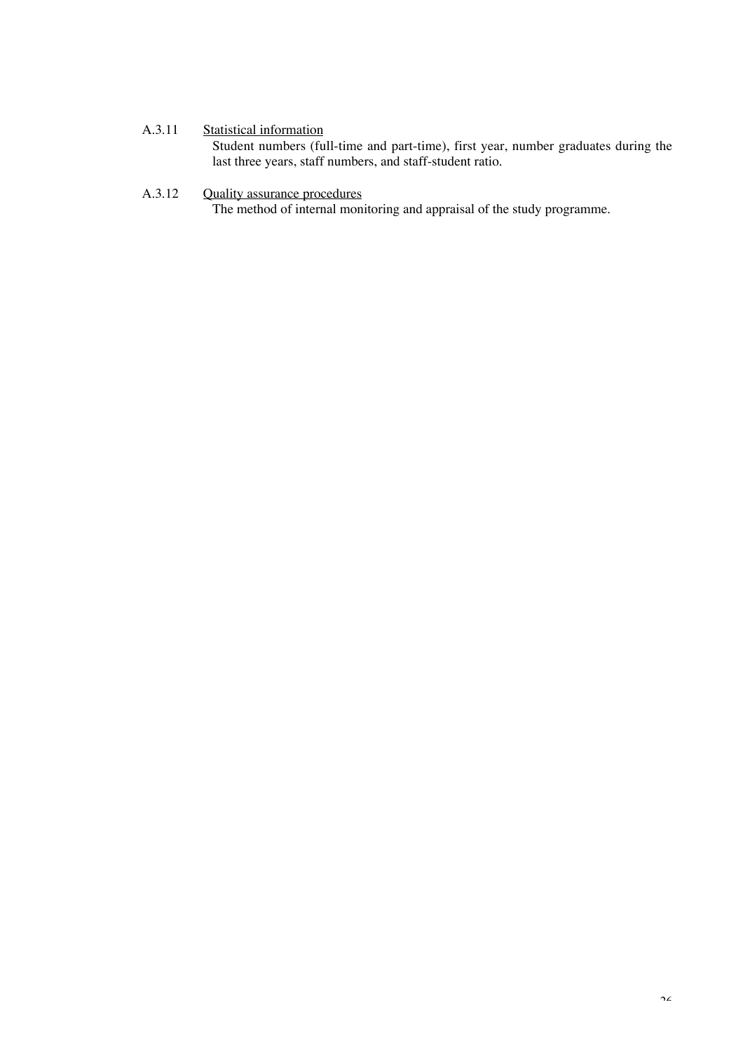A.3.11 <u>Statistical information</u>

Student numbers (full-time and part-time), first year, number graduates during the last three years, staff numbers, and staff-student ratio.

A.3.12 <u>Quality assurance procedures</u>

The method of internal monitoring and appraisal of the study programme.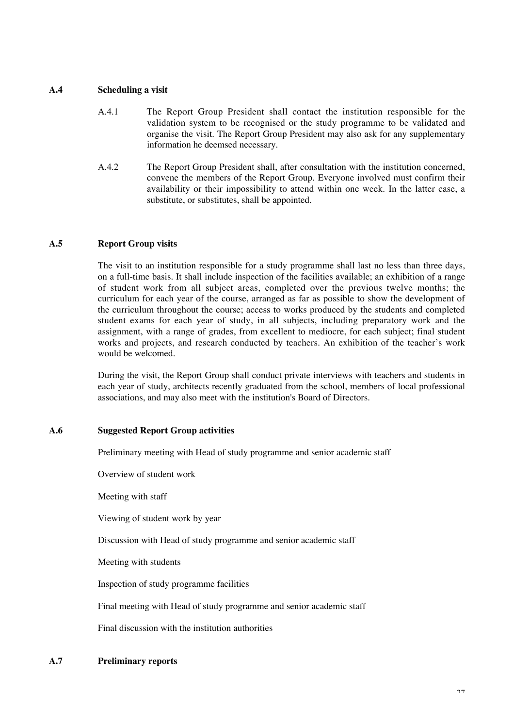### A.4 Scheduling a visit

A.4.1 The Report Group President shall contact the institution responsible for the validation system to be recognised or the study programme to be validated and organise the visit. The Report Group President may also ask for any supplementary information he deemsed necessary.

A.4.2 The Report Group President shall, after consultation with the institution concerned, convene the members of the Report Group. Everyone involved must confirm their availability or their impossibility to attend within one week. In the latter case, a substitute, or substitutes, shall be appointed.

### A.5 Report Group visits

The visit to an institution responsible for a study programme shall last no less than three days, on a full-time basis. It shall include inspection of the facilities available; an exhibition of a range of student work from all subject areas, completed over the previous twelve months; the curriculum for each year of the course, arranged as far as possible to show the development of the curriculum throughout the course; access to works produced by the students and completed student exams for each year of study, in all subjects, including preparatory work and the assignment, with a range of grades, from excellent to mediocre, for each subject; final student works and projects, and research conducted by teachers. An exhibition of the teacher's work would be welcomed.

During the visit, the Report Group shall conduct private interviews with teachers and students in each year of study, architects recently graduated from the school, members of local professional associations, and may also meet with the institution's Board of Directors.

### A.6 Suggested Report Group activities

Preliminary meeting with Head of study programme and senior academic staff

Overview of student work

Meeting with staff

Viewing of student work by year

Discussion with Head of study programme and senior academic staff

Meeting with students

Inspection of study programme facilities

Final meeting with Head of study programme and senior academic staff

Final discussion with the institution authorities

### A.7 Preliminary reports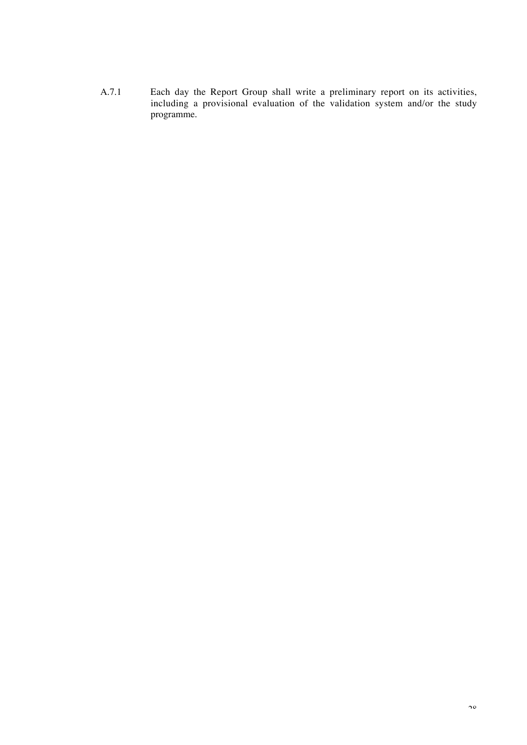A.7.1 Each day the Report Group shall write a preliminary report on its activities, including a provisional evaluation of the validation system and/or the study programme.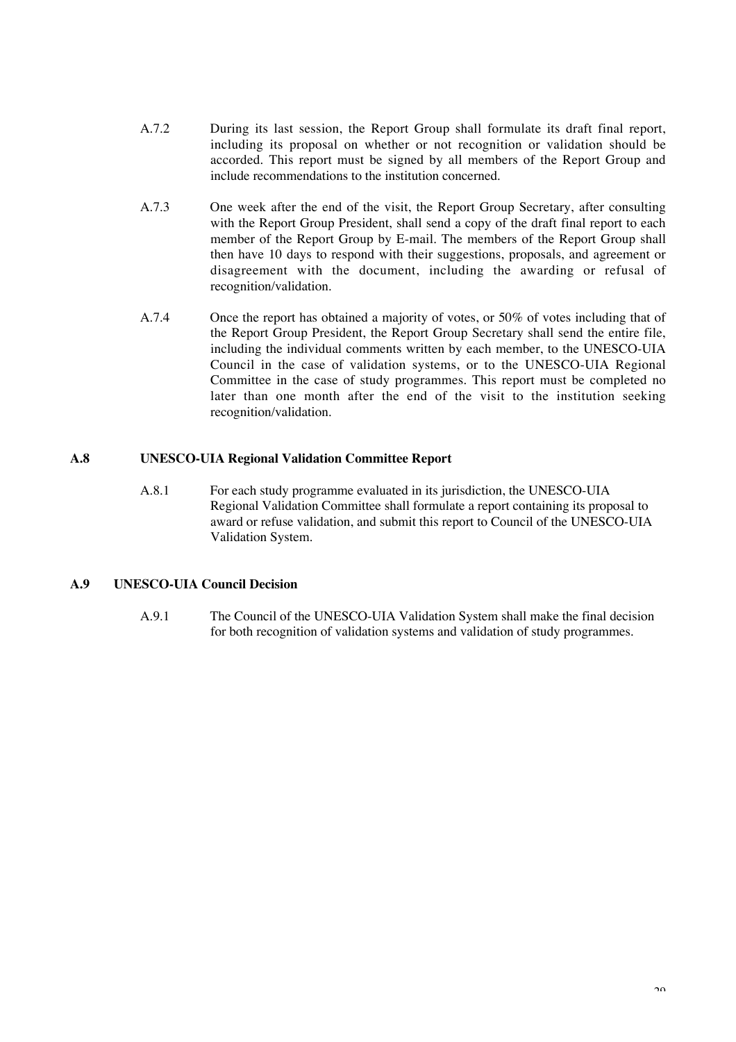A.7.2 During its last session, the Report Group shall formulate its draft final report, including its proposal on whether or not recognition or validation should be accorded. This report must be signed by all members of the Report Group and include recommendations to the institution concerned.

A.7.3 One week after the end of the visit, the Report Group Secretary, after consulting with the Report Group President, shall send a copy of the draft final report to each member of the Report Group by E-mail. The members of the Report Group shall then have 10 days to respond with their suggestions, proposals, and agreement or disagreement with the document, including the awarding or refusal of recognition/validation.

A.7.4 Once the report has obtained a majority of votes, or 50% of votes including that of the Report Group President, the Report Group Secretary shall send the entire file, including the individual comments written by each member, to the UNESCO-UIA Council in the case of validation systems, or to the UNESCO-UIA Regional Committee in the case of study programmes. This report must be completed no later than one month after the end of the visit to the institution seeking recognition/validation.

## A.8 UNESCO-UIA Regional Validation Committee Report

A.8.1 For each study programme evaluated in its jurisdiction, the UNESCO-UIA Regional Validation Committee shall formulate a report containing its proposal to award or refuse validation, and submit this report to Council of the UNESCO-UIA Validation System.

## A.9 UNESCO-UIA Council Decision

A.9.1 The Council of the UNESCO-UIA Validation System shall make the final decision for both recognition of validation systems and validation of study programmes.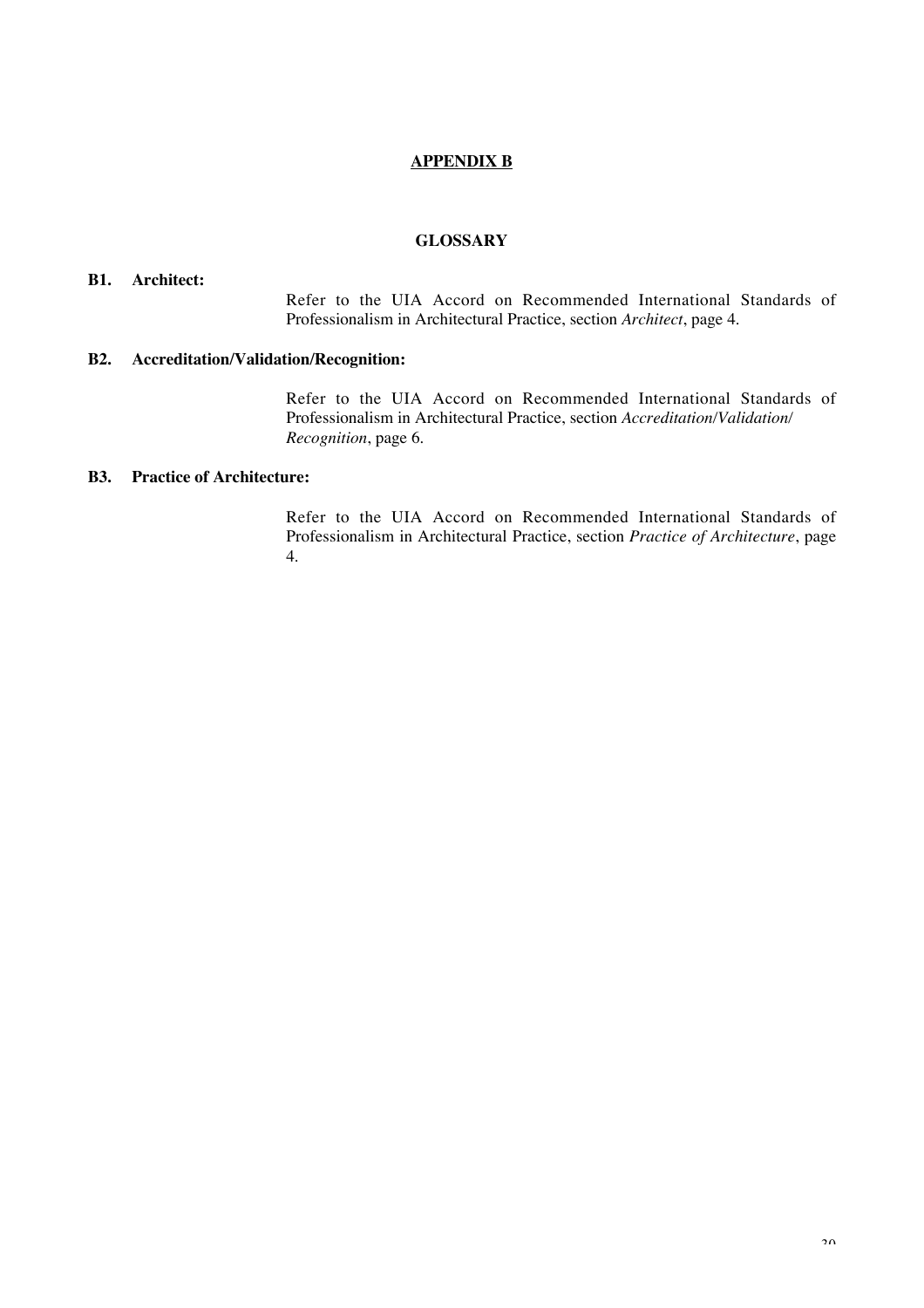# APPENDIX B

## GLOSSARY

**B1. Architect:**

Refer to the UIA Accord on Recommended International Standards of Professionalism in Architectural Practice, section *Architect*, page 4.

**B2. Accreditation/Validation/Recognition:**

Refer to the UIA Accord on Recommended International Standards of Professionalism in Architectural Practice, section *Accreditation/Validation/ Recognition*, page 6.

**B3. Practice of Architecture:**

Refer to the UIA Accord on Recommended International Standards of Professionalism in Architectural Practice, section *Practice of Architecture*, page 4.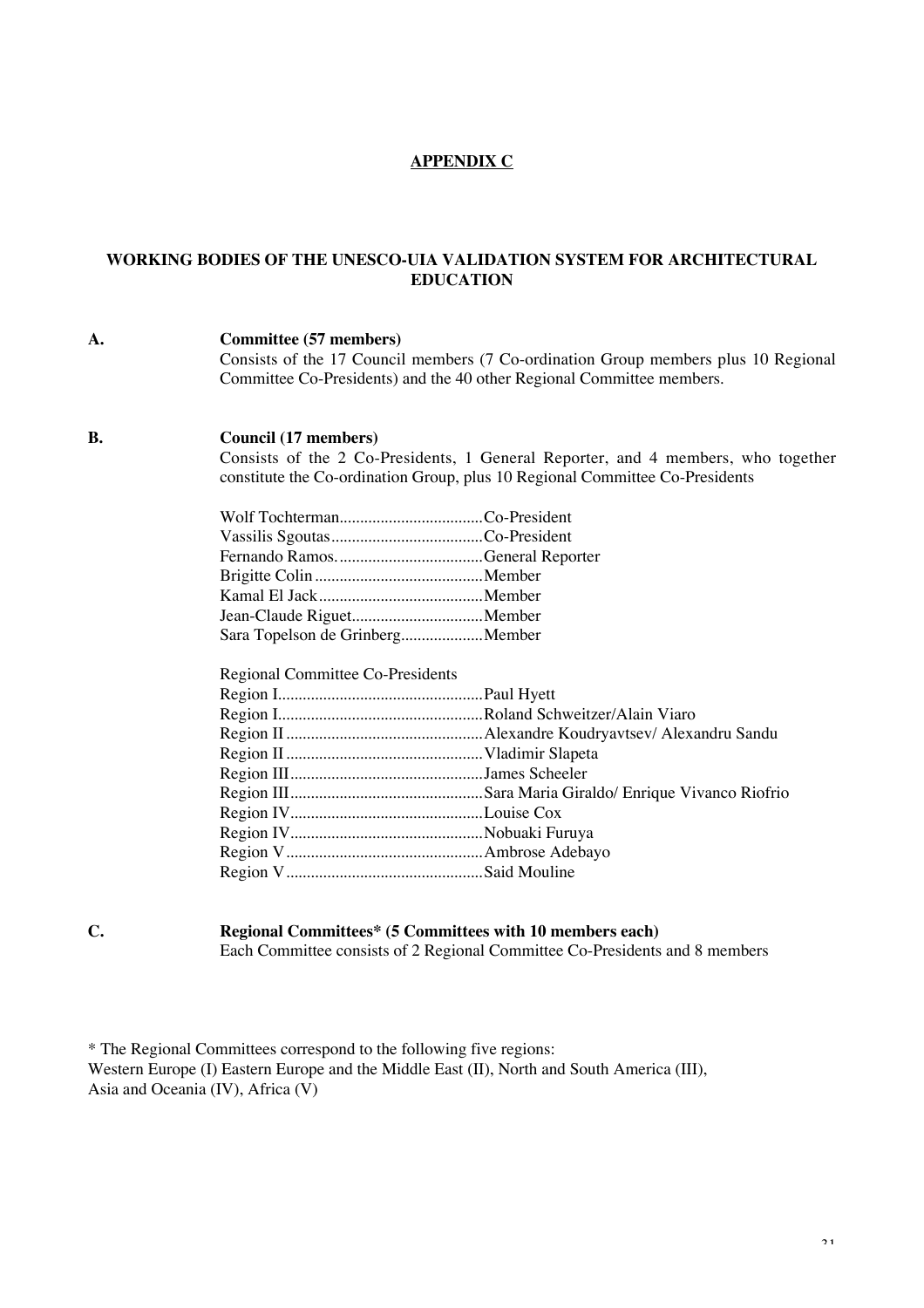# APPENDIX C

## WORKING BODIES OF THE UNESCO-UIA VALIDATION SYSTEM FOR ARCHITECTURAL EDUCATION

### A. Committee (57 members)

Consists of the 17 Council members (7 Co-ordination Group members plus 10 Regional Committee Co-Presidents) and the 40 other Regional Committee members.

### B. Council (17 members)

Consists of the 2 Co-Presidents, 1 General Reporter, and 4 members, who together constitute the Co-ordination Group, plus 10 Regional Committee Co-Presidents

| | |
|---|---|
| Wolf Tochterman | Co-President |
| Vassilis Sgoutas | Co-President |
| Fernando Ramos. | General Reporter |
| Brigitte Colin | Member |
| Kamal El Jack | Member |
| Jean-Claude Riguet | Member |
| Sara Topelson de Grinberg | Member |

Regional Committee Co-Presidents

| | |
|---|---|
| Region I | Paul Hyett |
| Region I | Roland Schweitzer/Alain Viaro |
| Region II | Alexandre Koudryavtsev/ Alexandru Sandu |
| Region II | Vladimir Slapeta |
| Region III | James Scheeler |
| Region III | Sara Maria Giraldo/ Enrique Vivanco Riofrio |
| Region IV | Louise Cox |
| Region IV | Nobuaki Furuya |
| Region V | Ambrose Adebayo |
| Region V | Said Mouline |

### C. Regional Committees* (5 Committees with 10 members each)

Each Committee consists of 2 Regional Committee Co-Presidents and 8 members

* The Regional Committees correspond to the following five regions:
Western Europe (I) Eastern Europe and the Middle East (II), North and South America (III), Asia and Oceania (IV), Africa (V)